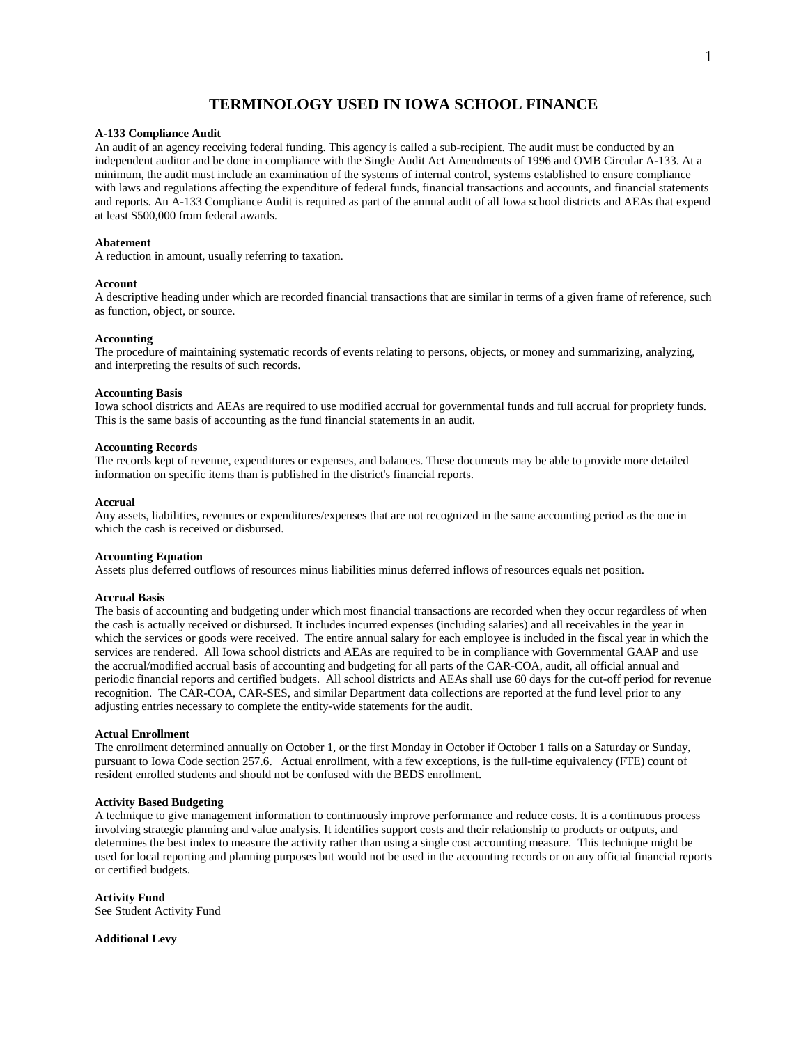# TERMINOLOGY USED IN IOWA SCHOOL FINANCE

**A-133 Compliance Audit**
An audit of an agency receiving federal funding. This agency is called a sub-recipient. The audit must be conducted by an independent auditor and be done in compliance with the Single Audit Act Amendments of 1996 and OMB Circular A-133. At a minimum, the audit must include an examination of the systems of internal control, systems established to ensure compliance with laws and regulations affecting the expenditure of federal funds, financial transactions and accounts, and financial statements and reports. An A-133 Compliance Audit is required as part of the annual audit of all Iowa school districts and AEAs that expend at least $500,000 from federal awards.

**Abatement**
A reduction in amount, usually referring to taxation.

**Account**
A descriptive heading under which are recorded financial transactions that are similar in terms of a given frame of reference, such as function, object, or source.

**Accounting**
The procedure of maintaining systematic records of events relating to persons, objects, or money and summarizing, analyzing, and interpreting the results of such records.

**Accounting Basis**
Iowa school districts and AEAs are required to use modified accrual for governmental funds and full accrual for propriety funds. This is the same basis of accounting as the fund financial statements in an audit.

**Accounting Records**
The records kept of revenue, expenditures or expenses, and balances. These documents may be able to provide more detailed information on specific items than is published in the district's financial reports.

**Accrual**
Any assets, liabilities, revenues or expenditures/expenses that are not recognized in the same accounting period as the one in which the cash is received or disbursed.

**Accounting Equation**
Assets plus deferred outflows of resources minus liabilities minus deferred inflows of resources equals net position.

**Accrual Basis**
The basis of accounting and budgeting under which most financial transactions are recorded when they occur regardless of when the cash is actually received or disbursed. It includes incurred expenses (including salaries) and all receivables in the year in which the services or goods were received. The entire annual salary for each employee is included in the fiscal year in which the services are rendered. All Iowa school districts and AEAs are required to be in compliance with Governmental GAAP and use the accrual/modified accrual basis of accounting and budgeting for all parts of the CAR-COA, audit, all official annual and periodic financial reports and certified budgets. All school districts and AEAs shall use 60 days for the cut-off period for revenue recognition. The CAR-COA, CAR-SES, and similar Department data collections are reported at the fund level prior to any adjusting entries necessary to complete the entity-wide statements for the audit.

**Actual Enrollment**
The enrollment determined annually on October 1, or the first Monday in October if October 1 falls on a Saturday or Sunday, pursuant to Iowa Code section 257.6. Actual enrollment, with a few exceptions, is the full-time equivalency (FTE) count of resident enrolled students and should not be confused with the BEDS enrollment.

**Activity Based Budgeting**
A technique to give management information to continuously improve performance and reduce costs. It is a continuous process involving strategic planning and value analysis. It identifies support costs and their relationship to products or outputs, and determines the best index to measure the activity rather than using a single cost accounting measure. This technique might be used for local reporting and planning purposes but would not be used in the accounting records or on any official financial reports or certified budgets.

**Activity Fund**
See Student Activity Fund

**Additional Levy**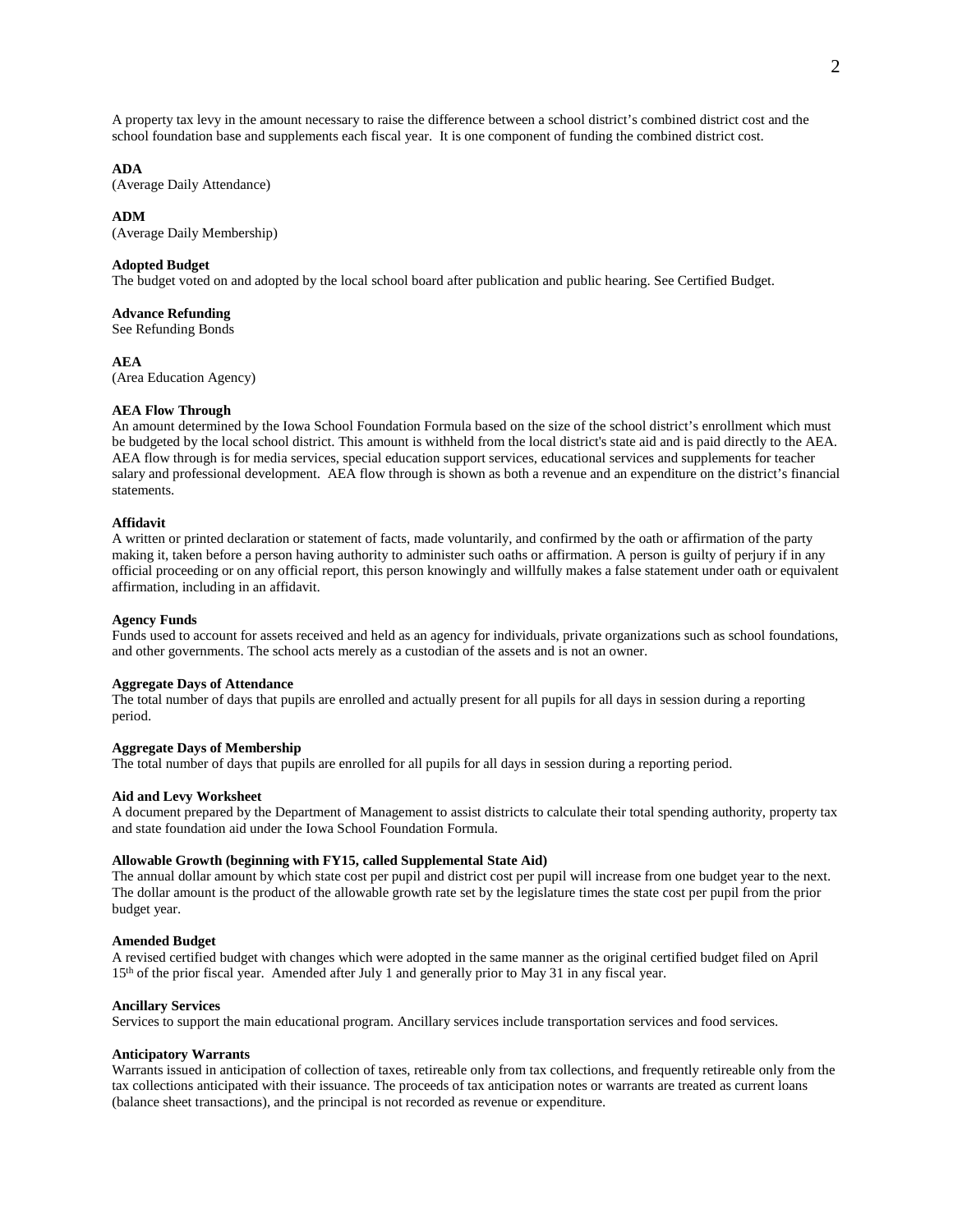A property tax levy in the amount necessary to raise the difference between a school district's combined district cost and the school foundation base and supplements each fiscal year. It is one component of funding the combined district cost.

**ADA**
(Average Daily Attendance)

**ADM**
(Average Daily Membership)

**Adopted Budget**
The budget voted on and adopted by the local school board after publication and public hearing. See Certified Budget.

**Advance Refunding**
See Refunding Bonds

**AEA**
(Area Education Agency)

**AEA Flow Through**
An amount determined by the Iowa School Foundation Formula based on the size of the school district's enrollment which must be budgeted by the local school district. This amount is withheld from the local district's state aid and is paid directly to the AEA. AEA flow through is for media services, special education support services, educational services and supplements for teacher salary and professional development. AEA flow through is shown as both a revenue and an expenditure on the district's financial statements.

**Affidavit**
A written or printed declaration or statement of facts, made voluntarily, and confirmed by the oath or affirmation of the party making it, taken before a person having authority to administer such oaths or affirmation. A person is guilty of perjury if in any official proceeding or on any official report, this person knowingly and willfully makes a false statement under oath or equivalent affirmation, including in an affidavit.

**Agency Funds**
Funds used to account for assets received and held as an agency for individuals, private organizations such as school foundations, and other governments. The school acts merely as a custodian of the assets and is not an owner.

**Aggregate Days of Attendance**
The total number of days that pupils are enrolled and actually present for all pupils for all days in session during a reporting period.

**Aggregate Days of Membership**
The total number of days that pupils are enrolled for all pupils for all days in session during a reporting period.

**Aid and Levy Worksheet**
A document prepared by the Department of Management to assist districts to calculate their total spending authority, property tax and state foundation aid under the Iowa School Foundation Formula.

**Allowable Growth (beginning with FY15, called Supplemental State Aid)**
The annual dollar amount by which state cost per pupil and district cost per pupil will increase from one budget year to the next. The dollar amount is the product of the allowable growth rate set by the legislature times the state cost per pupil from the prior budget year.

**Amended Budget**
A revised certified budget with changes which were adopted in the same manner as the original certified budget filed on April 15th of the prior fiscal year. Amended after July 1 and generally prior to May 31 in any fiscal year.

**Ancillary Services**
Services to support the main educational program. Ancillary services include transportation services and food services.

**Anticipatory Warrants**
Warrants issued in anticipation of collection of taxes, retireable only from tax collections, and frequently retireable only from the tax collections anticipated with their issuance. The proceeds of tax anticipation notes or warrants are treated as current loans (balance sheet transactions), and the principal is not recorded as revenue or expenditure.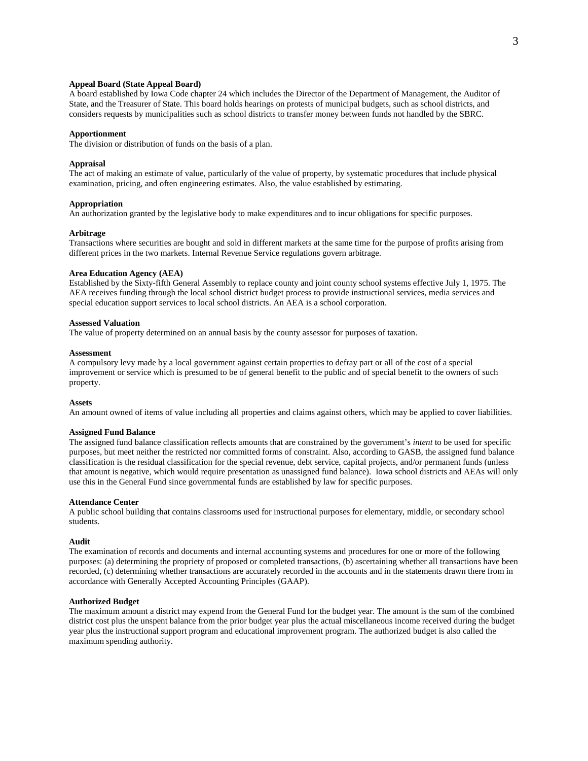**Appeal Board (State Appeal Board)**
A board established by Iowa Code chapter 24 which includes the Director of the Department of Management, the Auditor of State, and the Treasurer of State. This board holds hearings on protests of municipal budgets, such as school districts, and considers requests by municipalities such as school districts to transfer money between funds not handled by the SBRC.

**Apportionment**
The division or distribution of funds on the basis of a plan.

**Appraisal**
The act of making an estimate of value, particularly of the value of property, by systematic procedures that include physical examination, pricing, and often engineering estimates. Also, the value established by estimating.

**Appropriation**
An authorization granted by the legislative body to make expenditures and to incur obligations for specific purposes.

**Arbitrage**
Transactions where securities are bought and sold in different markets at the same time for the purpose of profits arising from different prices in the two markets. Internal Revenue Service regulations govern arbitrage.

**Area Education Agency (AEA)**
Established by the Sixty-fifth General Assembly to replace county and joint county school systems effective July 1, 1975. The AEA receives funding through the local school district budget process to provide instructional services, media services and special education support services to local school districts. An AEA is a school corporation.

**Assessed Valuation**
The value of property determined on an annual basis by the county assessor for purposes of taxation.

**Assessment**
A compulsory levy made by a local government against certain properties to defray part or all of the cost of a special improvement or service which is presumed to be of general benefit to the public and of special benefit to the owners of such property.

**Assets**
An amount owned of items of value including all properties and claims against others, which may be applied to cover liabilities.

**Assigned Fund Balance**
The assigned fund balance classification reflects amounts that are constrained by the government's *intent* to be used for specific purposes, but meet neither the restricted nor committed forms of constraint. Also, according to GASB, the assigned fund balance classification is the residual classification for the special revenue, debt service, capital projects, and/or permanent funds (unless that amount is negative, which would require presentation as unassigned fund balance). Iowa school districts and AEAs will only use this in the General Fund since governmental funds are established by law for specific purposes.

**Attendance Center**
A public school building that contains classrooms used for instructional purposes for elementary, middle, or secondary school students.

**Audit**
The examination of records and documents and internal accounting systems and procedures for one or more of the following purposes: (a) determining the propriety of proposed or completed transactions, (b) ascertaining whether all transactions have been recorded, (c) determining whether transactions are accurately recorded in the accounts and in the statements drawn there from in accordance with Generally Accepted Accounting Principles (GAAP).

**Authorized Budget**
The maximum amount a district may expend from the General Fund for the budget year. The amount is the sum of the combined district cost plus the unspent balance from the prior budget year plus the actual miscellaneous income received during the budget year plus the instructional support program and educational improvement program. The authorized budget is also called the maximum spending authority.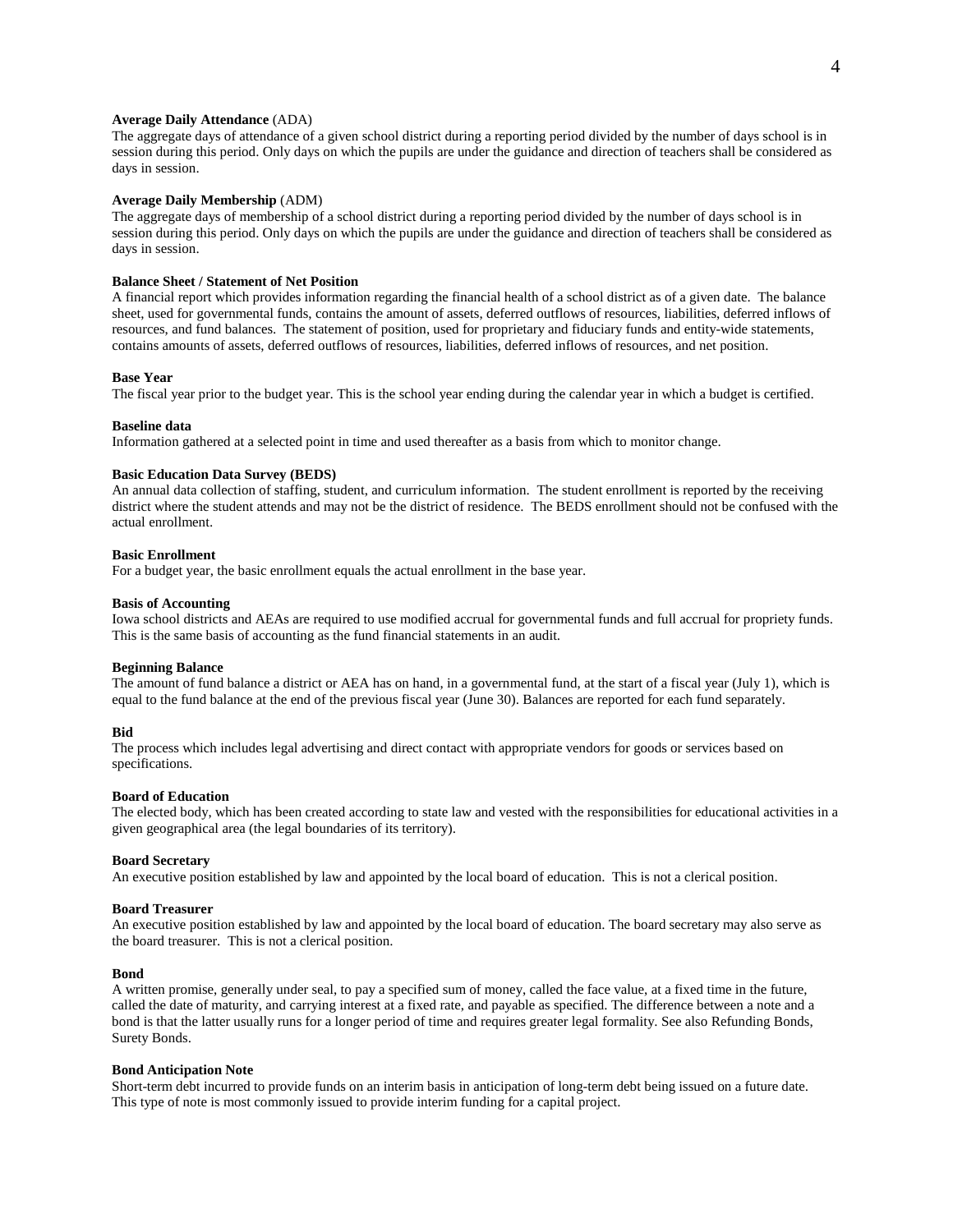**Average Daily Attendance** (ADA)
The aggregate days of attendance of a given school district during a reporting period divided by the number of days school is in session during this period. Only days on which the pupils are under the guidance and direction of teachers shall be considered as days in session.

**Average Daily Membership** (ADM)
The aggregate days of membership of a school district during a reporting period divided by the number of days school is in session during this period. Only days on which the pupils are under the guidance and direction of teachers shall be considered as days in session.

**Balance Sheet / Statement of Net Position**
A financial report which provides information regarding the financial health of a school district as of a given date. The balance sheet, used for governmental funds, contains the amount of assets, deferred outflows of resources, liabilities, deferred inflows of resources, and fund balances. The statement of position, used for proprietary and fiduciary funds and entity-wide statements, contains amounts of assets, deferred outflows of resources, liabilities, deferred inflows of resources, and net position.

**Base Year**
The fiscal year prior to the budget year. This is the school year ending during the calendar year in which a budget is certified.

**Baseline data**
Information gathered at a selected point in time and used thereafter as a basis from which to monitor change.

**Basic Education Data Survey (BEDS)**
An annual data collection of staffing, student, and curriculum information. The student enrollment is reported by the receiving district where the student attends and may not be the district of residence. The BEDS enrollment should not be confused with the actual enrollment.

**Basic Enrollment**
For a budget year, the basic enrollment equals the actual enrollment in the base year.

**Basis of Accounting**
Iowa school districts and AEAs are required to use modified accrual for governmental funds and full accrual for propriety funds. This is the same basis of accounting as the fund financial statements in an audit.

**Beginning Balance**
The amount of fund balance a district or AEA has on hand, in a governmental fund, at the start of a fiscal year (July 1), which is equal to the fund balance at the end of the previous fiscal year (June 30). Balances are reported for each fund separately.

**Bid**
The process which includes legal advertising and direct contact with appropriate vendors for goods or services based on specifications.

**Board of Education**
The elected body, which has been created according to state law and vested with the responsibilities for educational activities in a given geographical area (the legal boundaries of its territory).

**Board Secretary**
An executive position established by law and appointed by the local board of education. This is not a clerical position.

**Board Treasurer**
An executive position established by law and appointed by the local board of education. The board secretary may also serve as the board treasurer. This is not a clerical position.

**Bond**
A written promise, generally under seal, to pay a specified sum of money, called the face value, at a fixed time in the future, called the date of maturity, and carrying interest at a fixed rate, and payable as specified. The difference between a note and a bond is that the latter usually runs for a longer period of time and requires greater legal formality. See also Refunding Bonds, Surety Bonds.

**Bond Anticipation Note**
Short-term debt incurred to provide funds on an interim basis in anticipation of long-term debt being issued on a future date. This type of note is most commonly issued to provide interim funding for a capital project.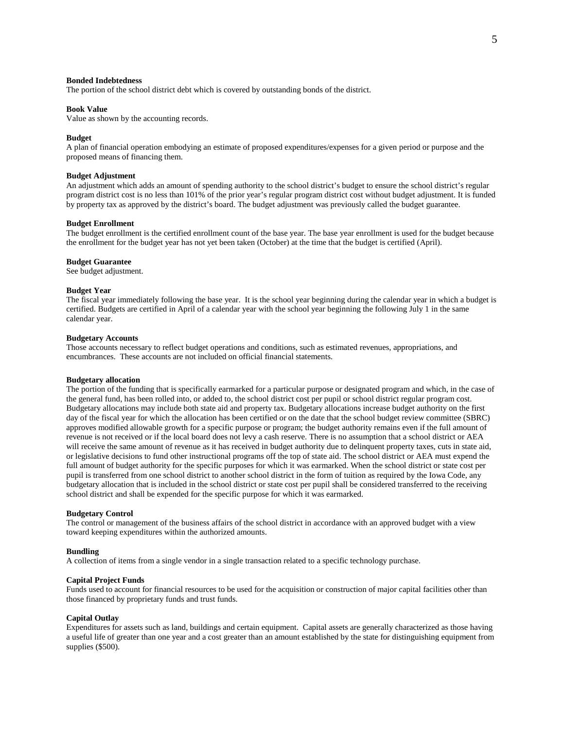**Bonded Indebtedness**
The portion of the school district debt which is covered by outstanding bonds of the district.

**Book Value**
Value as shown by the accounting records.

**Budget**
A plan of financial operation embodying an estimate of proposed expenditures/expenses for a given period or purpose and the proposed means of financing them.

**Budget Adjustment**
An adjustment which adds an amount of spending authority to the school district's budget to ensure the school district's regular program district cost is no less than 101% of the prior year's regular program district cost without budget adjustment. It is funded by property tax as approved by the district's board. The budget adjustment was previously called the budget guarantee.

**Budget Enrollment**
The budget enrollment is the certified enrollment count of the base year. The base year enrollment is used for the budget because the enrollment for the budget year has not yet been taken (October) at the time that the budget is certified (April).

**Budget Guarantee**
See budget adjustment.

**Budget Year**
The fiscal year immediately following the base year. It is the school year beginning during the calendar year in which a budget is certified. Budgets are certified in April of a calendar year with the school year beginning the following July 1 in the same calendar year.

**Budgetary Accounts**
Those accounts necessary to reflect budget operations and conditions, such as estimated revenues, appropriations, and encumbrances. These accounts are not included on official financial statements.

**Budgetary allocation**
The portion of the funding that is specifically earmarked for a particular purpose or designated program and which, in the case of the general fund, has been rolled into, or added to, the school district cost per pupil or school district regular program cost. Budgetary allocations may include both state aid and property tax. Budgetary allocations increase budget authority on the first day of the fiscal year for which the allocation has been certified or on the date that the school budget review committee (SBRC) approves modified allowable growth for a specific purpose or program; the budget authority remains even if the full amount of revenue is not received or if the local board does not levy a cash reserve. There is no assumption that a school district or AEA will receive the same amount of revenue as it has received in budget authority due to delinquent property taxes, cuts in state aid, or legislative decisions to fund other instructional programs off the top of state aid. The school district or AEA must expend the full amount of budget authority for the specific purposes for which it was earmarked. When the school district or state cost per pupil is transferred from one school district to another school district in the form of tuition as required by the Iowa Code, any budgetary allocation that is included in the school district or state cost per pupil shall be considered transferred to the receiving school district and shall be expended for the specific purpose for which it was earmarked.

**Budgetary Control**
The control or management of the business affairs of the school district in accordance with an approved budget with a view toward keeping expenditures within the authorized amounts.

**Bundling**
A collection of items from a single vendor in a single transaction related to a specific technology purchase.

**Capital Project Funds**
Funds used to account for financial resources to be used for the acquisition or construction of major capital facilities other than those financed by proprietary funds and trust funds.

**Capital Outlay**
Expenditures for assets such as land, buildings and certain equipment. Capital assets are generally characterized as those having a useful life of greater than one year and a cost greater than an amount established by the state for distinguishing equipment from supplies ($500).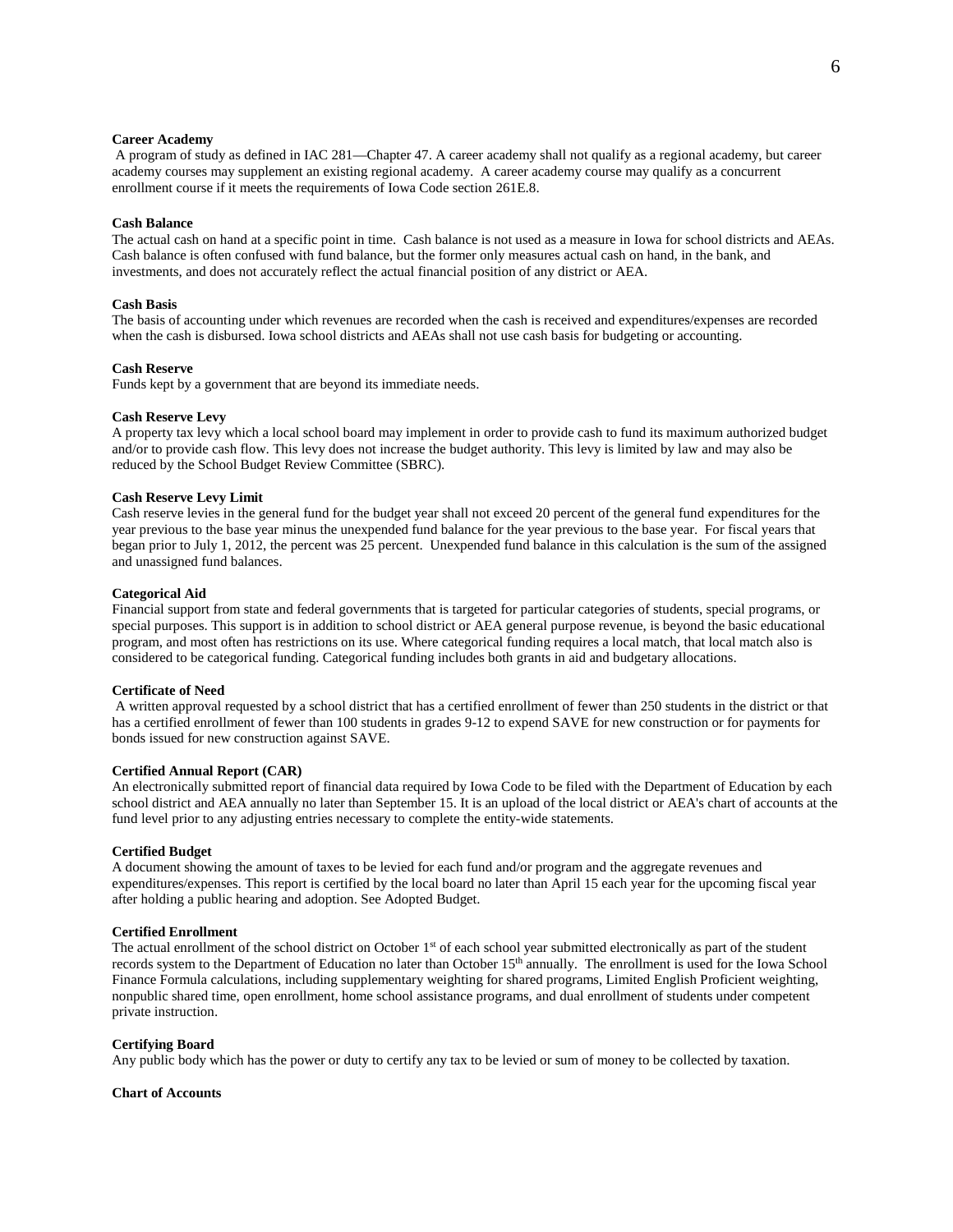**Career Academy**

A program of study as defined in IAC 281—Chapter 47. A career academy shall not qualify as a regional academy, but career academy courses may supplement an existing regional academy. A career academy course may qualify as a concurrent enrollment course if it meets the requirements of Iowa Code section 261E.8.

**Cash Balance**

The actual cash on hand at a specific point in time. Cash balance is not used as a measure in Iowa for school districts and AEAs. Cash balance is often confused with fund balance, but the former only measures actual cash on hand, in the bank, and investments, and does not accurately reflect the actual financial position of any district or AEA.

**Cash Basis**

The basis of accounting under which revenues are recorded when the cash is received and expenditures/expenses are recorded when the cash is disbursed. Iowa school districts and AEAs shall not use cash basis for budgeting or accounting.

**Cash Reserve**

Funds kept by a government that are beyond its immediate needs.

**Cash Reserve Levy**

A property tax levy which a local school board may implement in order to provide cash to fund its maximum authorized budget and/or to provide cash flow. This levy does not increase the budget authority. This levy is limited by law and may also be reduced by the School Budget Review Committee (SBRC).

**Cash Reserve Levy Limit**

Cash reserve levies in the general fund for the budget year shall not exceed 20 percent of the general fund expenditures for the year previous to the base year minus the unexpended fund balance for the year previous to the base year. For fiscal years that began prior to July 1, 2012, the percent was 25 percent. Unexpended fund balance in this calculation is the sum of the assigned and unassigned fund balances.

**Categorical Aid**

Financial support from state and federal governments that is targeted for particular categories of students, special programs, or special purposes. This support is in addition to school district or AEA general purpose revenue, is beyond the basic educational program, and most often has restrictions on its use. Where categorical funding requires a local match, that local match also is considered to be categorical funding. Categorical funding includes both grants in aid and budgetary allocations.

**Certificate of Need**

A written approval requested by a school district that has a certified enrollment of fewer than 250 students in the district or that has a certified enrollment of fewer than 100 students in grades 9-12 to expend SAVE for new construction or for payments for bonds issued for new construction against SAVE.

**Certified Annual Report (CAR)**

An electronically submitted report of financial data required by Iowa Code to be filed with the Department of Education by each school district and AEA annually no later than September 15. It is an upload of the local district or AEA's chart of accounts at the fund level prior to any adjusting entries necessary to complete the entity-wide statements.

**Certified Budget**

A document showing the amount of taxes to be levied for each fund and/or program and the aggregate revenues and expenditures/expenses. This report is certified by the local board no later than April 15 each year for the upcoming fiscal year after holding a public hearing and adoption. See Adopted Budget.

**Certified Enrollment**

The actual enrollment of the school district on October 1st of each school year submitted electronically as part of the student records system to the Department of Education no later than October 15th annually. The enrollment is used for the Iowa School Finance Formula calculations, including supplementary weighting for shared programs, Limited English Proficient weighting, nonpublic shared time, open enrollment, home school assistance programs, and dual enrollment of students under competent private instruction.

**Certifying Board**

Any public body which has the power or duty to certify any tax to be levied or sum of money to be collected by taxation.

**Chart of Accounts**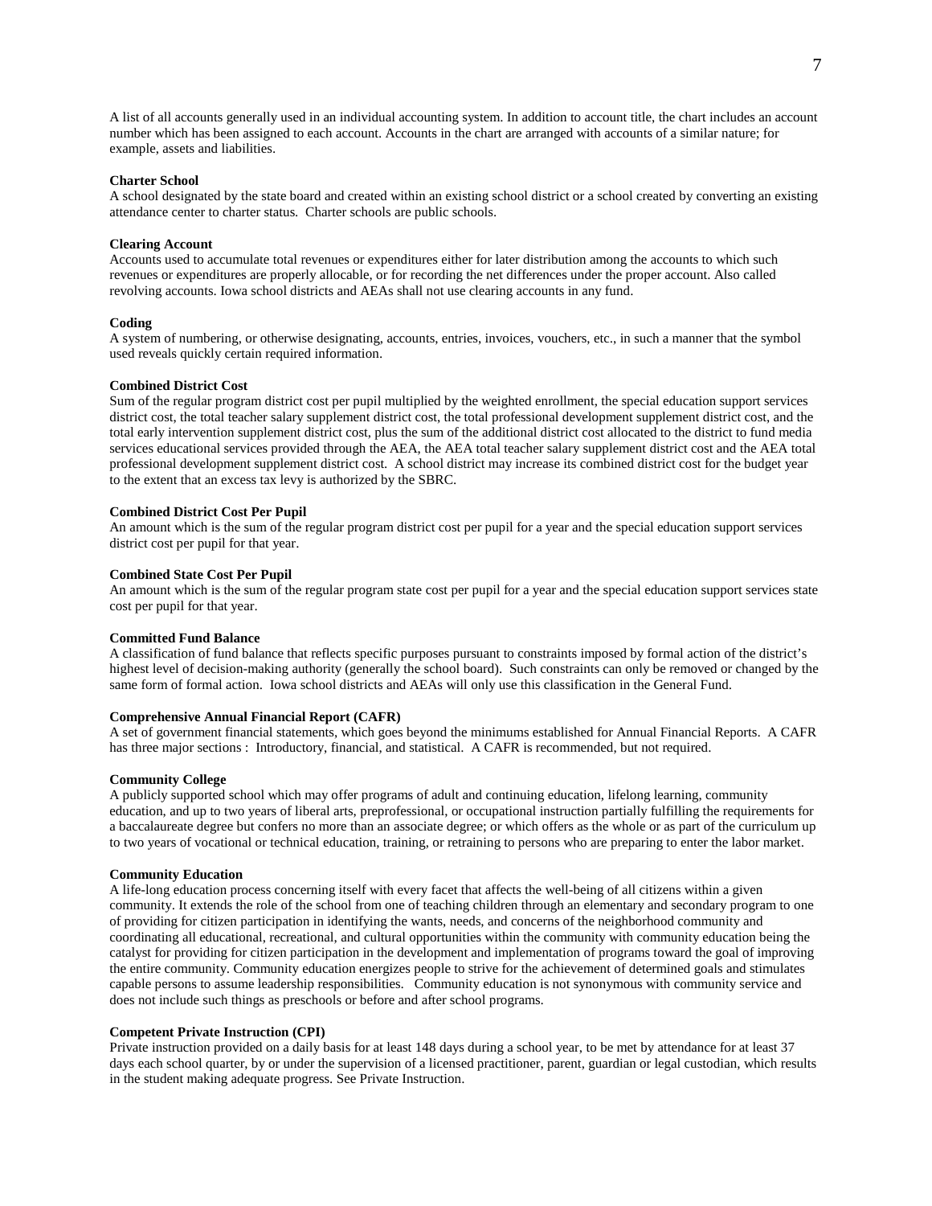A list of all accounts generally used in an individual accounting system. In addition to account title, the chart includes an account number which has been assigned to each account. Accounts in the chart are arranged with accounts of a similar nature; for example, assets and liabilities.

**Charter School**
A school designated by the state board and created within an existing school district or a school created by converting an existing attendance center to charter status. Charter schools are public schools.

**Clearing Account**
Accounts used to accumulate total revenues or expenditures either for later distribution among the accounts to which such revenues or expenditures are properly allocable, or for recording the net differences under the proper account. Also called revolving accounts. Iowa school districts and AEAs shall not use clearing accounts in any fund.

**Coding**
A system of numbering, or otherwise designating, accounts, entries, invoices, vouchers, etc., in such a manner that the symbol used reveals quickly certain required information.

**Combined District Cost**
Sum of the regular program district cost per pupil multiplied by the weighted enrollment, the special education support services district cost, the total teacher salary supplement district cost, the total professional development supplement district cost, and the total early intervention supplement district cost, plus the sum of the additional district cost allocated to the district to fund media services educational services provided through the AEA, the AEA total teacher salary supplement district cost and the AEA total professional development supplement district cost. A school district may increase its combined district cost for the budget year to the extent that an excess tax levy is authorized by the SBRC.

**Combined District Cost Per Pupil**
An amount which is the sum of the regular program district cost per pupil for a year and the special education support services district cost per pupil for that year.

**Combined State Cost Per Pupil**
An amount which is the sum of the regular program state cost per pupil for a year and the special education support services state cost per pupil for that year.

**Committed Fund Balance**
A classification of fund balance that reflects specific purposes pursuant to constraints imposed by formal action of the district's highest level of decision-making authority (generally the school board). Such constraints can only be removed or changed by the same form of formal action. Iowa school districts and AEAs will only use this classification in the General Fund.

**Comprehensive Annual Financial Report (CAFR)**
A set of government financial statements, which goes beyond the minimums established for Annual Financial Reports. A CAFR has three major sections : Introductory, financial, and statistical. A CAFR is recommended, but not required.

**Community College**
A publicly supported school which may offer programs of adult and continuing education, lifelong learning, community education, and up to two years of liberal arts, preprofessional, or occupational instruction partially fulfilling the requirements for a baccalaureate degree but confers no more than an associate degree; or which offers as the whole or as part of the curriculum up to two years of vocational or technical education, training, or retraining to persons who are preparing to enter the labor market.

**Community Education**
A life-long education process concerning itself with every facet that affects the well-being of all citizens within a given community. It extends the role of the school from one of teaching children through an elementary and secondary program to one of providing for citizen participation in identifying the wants, needs, and concerns of the neighborhood community and coordinating all educational, recreational, and cultural opportunities within the community with community education being the catalyst for providing for citizen participation in the development and implementation of programs toward the goal of improving the entire community. Community education energizes people to strive for the achievement of determined goals and stimulates capable persons to assume leadership responsibilities. Community education is not synonymous with community service and does not include such things as preschools or before and after school programs.

**Competent Private Instruction (CPI)**
Private instruction provided on a daily basis for at least 148 days during a school year, to be met by attendance for at least 37 days each school quarter, by or under the supervision of a licensed practitioner, parent, guardian or legal custodian, which results in the student making adequate progress. See Private Instruction.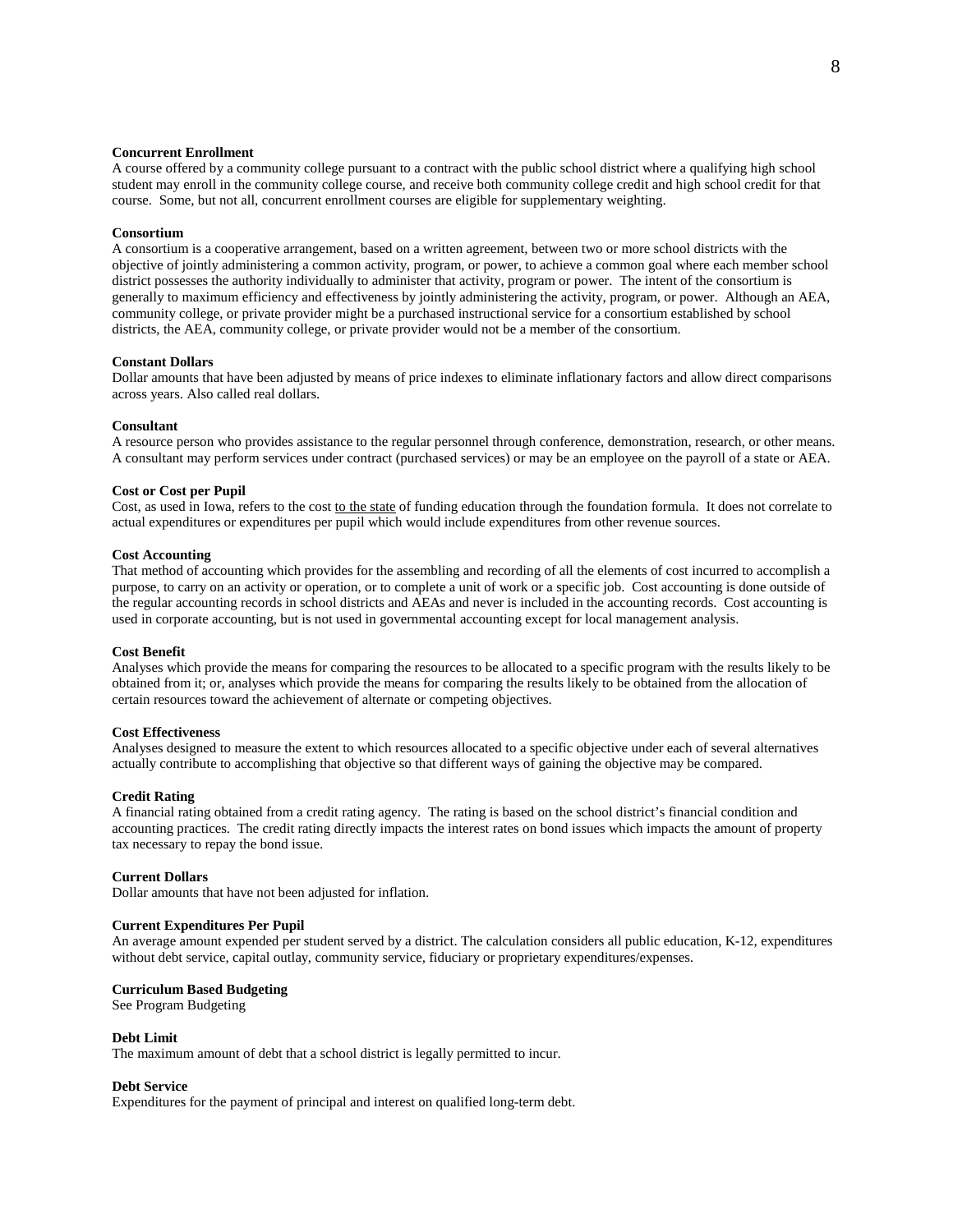**Concurrent Enrollment**
A course offered by a community college pursuant to a contract with the public school district where a qualifying high school student may enroll in the community college course, and receive both community college credit and high school credit for that course. Some, but not all, concurrent enrollment courses are eligible for supplementary weighting.

**Consortium**
A consortium is a cooperative arrangement, based on a written agreement, between two or more school districts with the objective of jointly administering a common activity, program, or power, to achieve a common goal where each member school district possesses the authority individually to administer that activity, program or power. The intent of the consortium is generally to maximum efficiency and effectiveness by jointly administering the activity, program, or power. Although an AEA, community college, or private provider might be a purchased instructional service for a consortium established by school districts, the AEA, community college, or private provider would not be a member of the consortium.

**Constant Dollars**
Dollar amounts that have been adjusted by means of price indexes to eliminate inflationary factors and allow direct comparisons across years. Also called real dollars.

**Consultant**
A resource person who provides assistance to the regular personnel through conference, demonstration, research, or other means. A consultant may perform services under contract (purchased services) or may be an employee on the payroll of a state or AEA.

**Cost or Cost per Pupil**
Cost, as used in Iowa, refers to the cost to the state of funding education through the foundation formula. It does not correlate to actual expenditures or expenditures per pupil which would include expenditures from other revenue sources.

**Cost Accounting**
That method of accounting which provides for the assembling and recording of all the elements of cost incurred to accomplish a purpose, to carry on an activity or operation, or to complete a unit of work or a specific job. Cost accounting is done outside of the regular accounting records in school districts and AEAs and never is included in the accounting records. Cost accounting is used in corporate accounting, but is not used in governmental accounting except for local management analysis.

**Cost Benefit**
Analyses which provide the means for comparing the resources to be allocated to a specific program with the results likely to be obtained from it; or, analyses which provide the means for comparing the results likely to be obtained from the allocation of certain resources toward the achievement of alternate or competing objectives.

**Cost Effectiveness**
Analyses designed to measure the extent to which resources allocated to a specific objective under each of several alternatives actually contribute to accomplishing that objective so that different ways of gaining the objective may be compared.

**Credit Rating**
A financial rating obtained from a credit rating agency. The rating is based on the school district's financial condition and accounting practices. The credit rating directly impacts the interest rates on bond issues which impacts the amount of property tax necessary to repay the bond issue.

**Current Dollars**
Dollar amounts that have not been adjusted for inflation.

**Current Expenditures Per Pupil**
An average amount expended per student served by a district. The calculation considers all public education, K-12, expenditures without debt service, capital outlay, community service, fiduciary or proprietary expenditures/expenses.

**Curriculum Based Budgeting**
See Program Budgeting

**Debt Limit**
The maximum amount of debt that a school district is legally permitted to incur.

**Debt Service**
Expenditures for the payment of principal and interest on qualified long-term debt.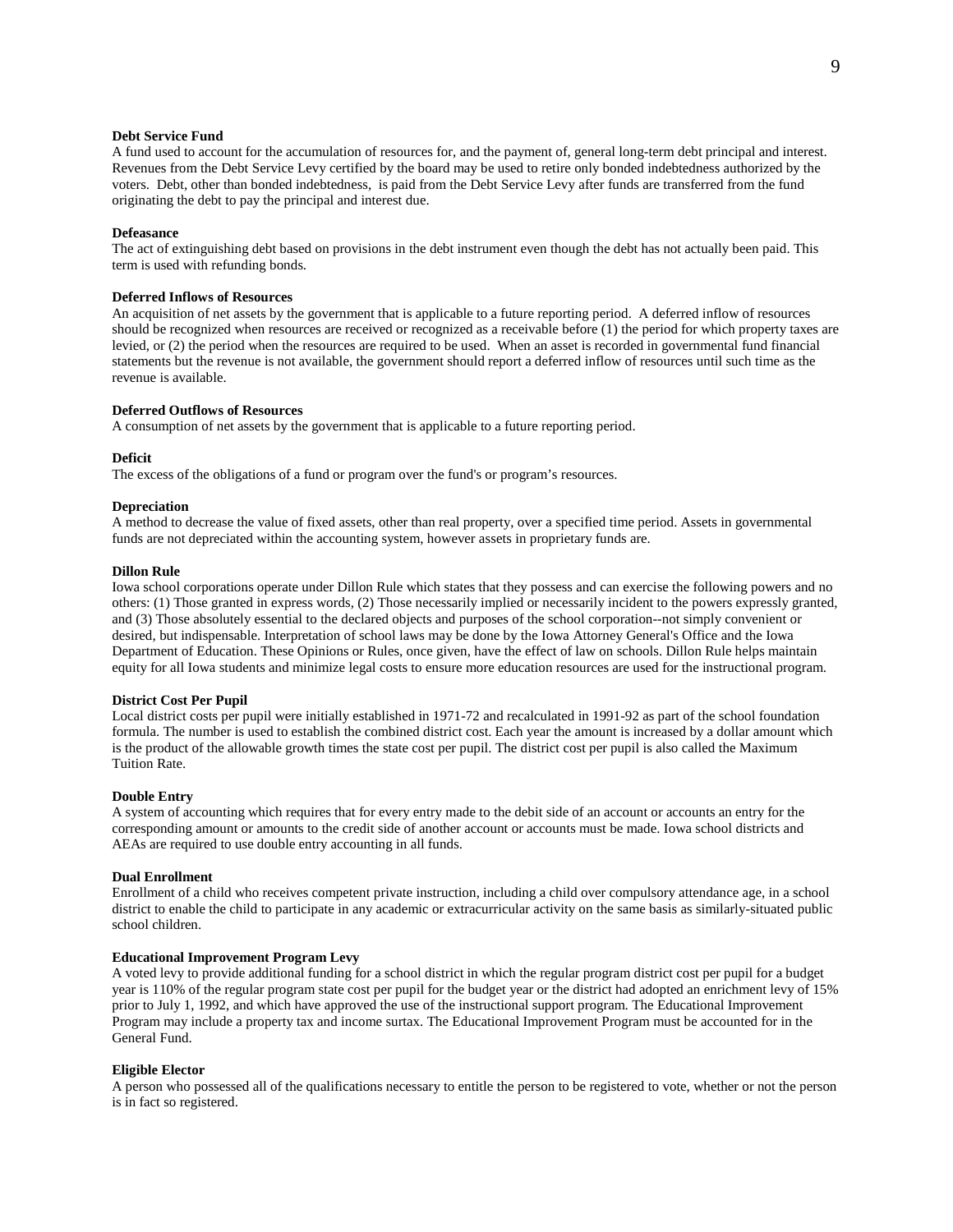**Debt Service Fund**
A fund used to account for the accumulation of resources for, and the payment of, general long-term debt principal and interest. Revenues from the Debt Service Levy certified by the board may be used to retire only bonded indebtedness authorized by the voters. Debt, other than bonded indebtedness, is paid from the Debt Service Levy after funds are transferred from the fund originating the debt to pay the principal and interest due.

**Defeasance**
The act of extinguishing debt based on provisions in the debt instrument even though the debt has not actually been paid. This term is used with refunding bonds.

**Deferred Inflows of Resources**
An acquisition of net assets by the government that is applicable to a future reporting period. A deferred inflow of resources should be recognized when resources are received or recognized as a receivable before (1) the period for which property taxes are levied, or (2) the period when the resources are required to be used. When an asset is recorded in governmental fund financial statements but the revenue is not available, the government should report a deferred inflow of resources until such time as the revenue is available.

**Deferred Outflows of Resources**
A consumption of net assets by the government that is applicable to a future reporting period.

**Deficit**
The excess of the obligations of a fund or program over the fund's or program's resources.

**Depreciation**
A method to decrease the value of fixed assets, other than real property, over a specified time period. Assets in governmental funds are not depreciated within the accounting system, however assets in proprietary funds are.

**Dillon Rule**
Iowa school corporations operate under Dillon Rule which states that they possess and can exercise the following powers and no others: (1) Those granted in express words, (2) Those necessarily implied or necessarily incident to the powers expressly granted, and (3) Those absolutely essential to the declared objects and purposes of the school corporation--not simply convenient or desired, but indispensable. Interpretation of school laws may be done by the Iowa Attorney General's Office and the Iowa Department of Education. These Opinions or Rules, once given, have the effect of law on schools. Dillon Rule helps maintain equity for all Iowa students and minimize legal costs to ensure more education resources are used for the instructional program.

**District Cost Per Pupil**
Local district costs per pupil were initially established in 1971-72 and recalculated in 1991-92 as part of the school foundation formula. The number is used to establish the combined district cost. Each year the amount is increased by a dollar amount which is the product of the allowable growth times the state cost per pupil. The district cost per pupil is also called the Maximum Tuition Rate.

**Double Entry**
A system of accounting which requires that for every entry made to the debit side of an account or accounts an entry for the corresponding amount or amounts to the credit side of another account or accounts must be made. Iowa school districts and AEAs are required to use double entry accounting in all funds.

**Dual Enrollment**
Enrollment of a child who receives competent private instruction, including a child over compulsory attendance age, in a school district to enable the child to participate in any academic or extracurricular activity on the same basis as similarly-situated public school children.

**Educational Improvement Program Levy**
A voted levy to provide additional funding for a school district in which the regular program district cost per pupil for a budget year is 110% of the regular program state cost per pupil for the budget year or the district had adopted an enrichment levy of 15% prior to July 1, 1992, and which have approved the use of the instructional support program. The Educational Improvement Program may include a property tax and income surtax. The Educational Improvement Program must be accounted for in the General Fund.

**Eligible Elector**
A person who possessed all of the qualifications necessary to entitle the person to be registered to vote, whether or not the person is in fact so registered.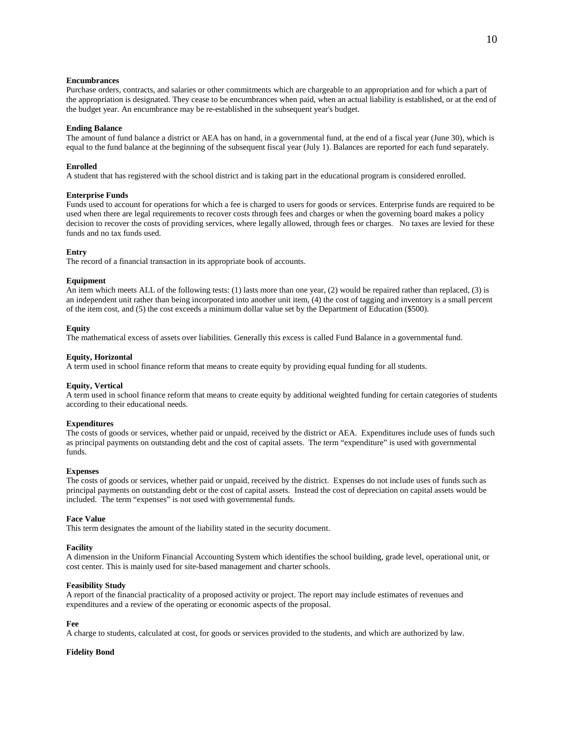**Encumbrances**
Purchase orders, contracts, and salaries or other commitments which are chargeable to an appropriation and for which a part of the appropriation is designated. They cease to be encumbrances when paid, when an actual liability is established, or at the end of the budget year. An encumbrance may be re-established in the subsequent year's budget.

**Ending Balance**
The amount of fund balance a district or AEA has on hand, in a governmental fund, at the end of a fiscal year (June 30), which is equal to the fund balance at the beginning of the subsequent fiscal year (July 1). Balances are reported for each fund separately.

**Enrolled**
A student that has registered with the school district and is taking part in the educational program is considered enrolled.

**Enterprise Funds**
Funds used to account for operations for which a fee is charged to users for goods or services. Enterprise funds are required to be used when there are legal requirements to recover costs through fees and charges or when the governing board makes a policy decision to recover the costs of providing services, where legally allowed, through fees or charges. No taxes are levied for these funds and no tax funds used.

**Entry**
The record of a financial transaction in its appropriate book of accounts.

**Equipment**
An item which meets ALL of the following tests: (1) lasts more than one year, (2) would be repaired rather than replaced, (3) is an independent unit rather than being incorporated into another unit item, (4) the cost of tagging and inventory is a small percent of the item cost, and (5) the cost exceeds a minimum dollar value set by the Department of Education ($500).

**Equity**
The mathematical excess of assets over liabilities. Generally this excess is called Fund Balance in a governmental fund.

**Equity, Horizontal**
A term used in school finance reform that means to create equity by providing equal funding for all students.

**Equity, Vertical**
A term used in school finance reform that means to create equity by additional weighted funding for certain categories of students according to their educational needs.

**Expenditures**
The costs of goods or services, whether paid or unpaid, received by the district or AEA. Expenditures include uses of funds such as principal payments on outstanding debt and the cost of capital assets. The term "expenditure" is used with governmental funds.

**Expenses**
The costs of goods or services, whether paid or unpaid, received by the district. Expenses do not include uses of funds such as principal payments on outstanding debt or the cost of capital assets. Instead the cost of depreciation on capital assets would be included. The term "expenses" is not used with governmental funds.

**Face Value**
This term designates the amount of the liability stated in the security document.

**Facility**
A dimension in the Uniform Financial Accounting System which identifies the school building, grade level, operational unit, or cost center. This is mainly used for site-based management and charter schools.

**Feasibility Study**
A report of the financial practicality of a proposed activity or project. The report may include estimates of revenues and expenditures and a review of the operating or economic aspects of the proposal.

**Fee**
A charge to students, calculated at cost, for goods or services provided to the students, and which are authorized by law.

**Fidelity Bond**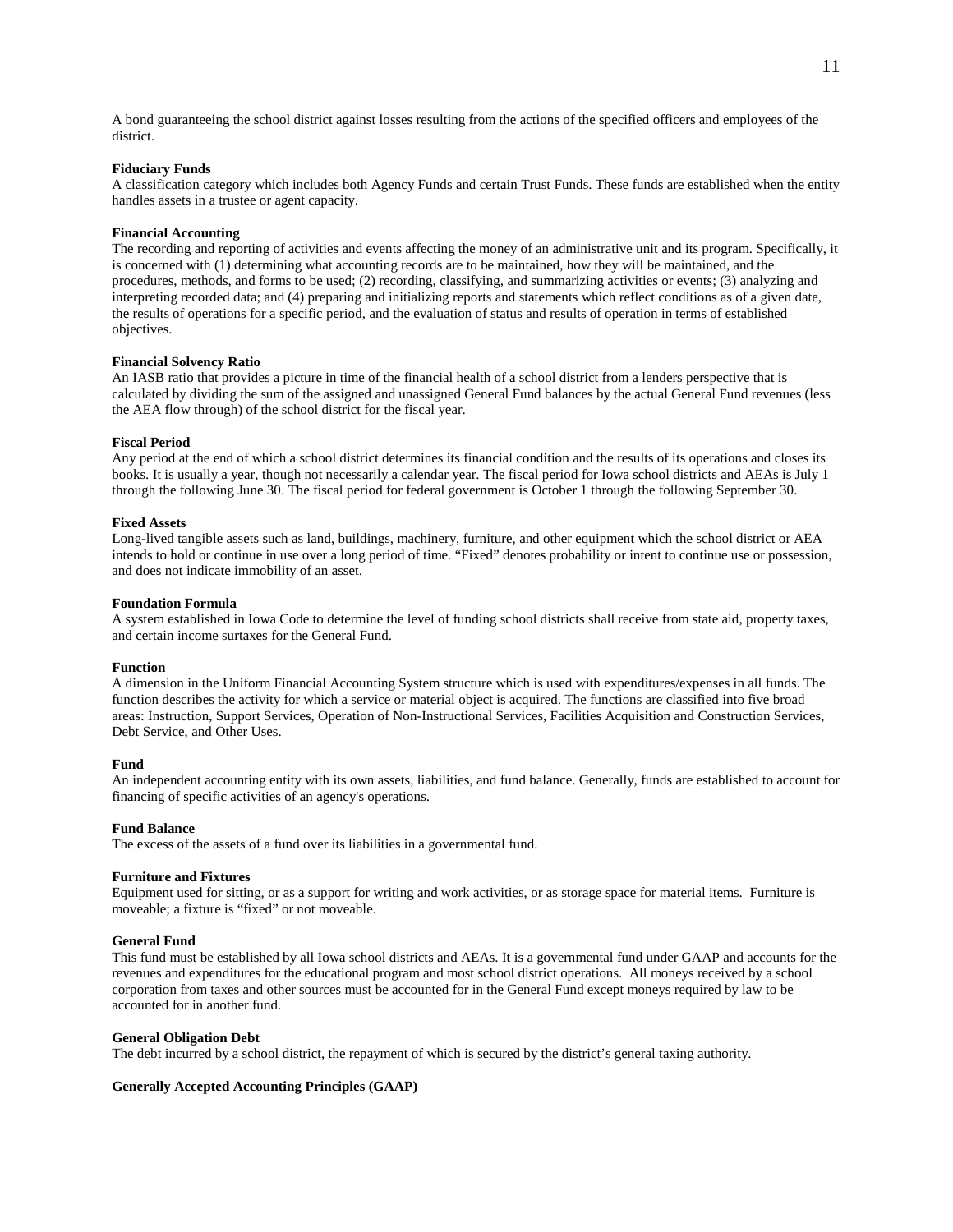A bond guaranteeing the school district against losses resulting from the actions of the specified officers and employees of the district.

**Fiduciary Funds**
A classification category which includes both Agency Funds and certain Trust Funds. These funds are established when the entity handles assets in a trustee or agent capacity.

**Financial Accounting**
The recording and reporting of activities and events affecting the money of an administrative unit and its program. Specifically, it is concerned with (1) determining what accounting records are to be maintained, how they will be maintained, and the procedures, methods, and forms to be used; (2) recording, classifying, and summarizing activities or events; (3) analyzing and interpreting recorded data; and (4) preparing and initializing reports and statements which reflect conditions as of a given date, the results of operations for a specific period, and the evaluation of status and results of operation in terms of established objectives.

**Financial Solvency Ratio**
An IASB ratio that provides a picture in time of the financial health of a school district from a lenders perspective that is calculated by dividing the sum of the assigned and unassigned General Fund balances by the actual General Fund revenues (less the AEA flow through) of the school district for the fiscal year.

**Fiscal Period**
Any period at the end of which a school district determines its financial condition and the results of its operations and closes its books. It is usually a year, though not necessarily a calendar year. The fiscal period for Iowa school districts and AEAs is July 1 through the following June 30. The fiscal period for federal government is October 1 through the following September 30.

**Fixed Assets**
Long-lived tangible assets such as land, buildings, machinery, furniture, and other equipment which the school district or AEA intends to hold or continue in use over a long period of time. "Fixed" denotes probability or intent to continue use or possession, and does not indicate immobility of an asset.

**Foundation Formula**
A system established in Iowa Code to determine the level of funding school districts shall receive from state aid, property taxes, and certain income surtaxes for the General Fund.

**Function**
A dimension in the Uniform Financial Accounting System structure which is used with expenditures/expenses in all funds. The function describes the activity for which a service or material object is acquired. The functions are classified into five broad areas: Instruction, Support Services, Operation of Non-Instructional Services, Facilities Acquisition and Construction Services, Debt Service, and Other Uses.

**Fund**
An independent accounting entity with its own assets, liabilities, and fund balance. Generally, funds are established to account for financing of specific activities of an agency's operations.

**Fund Balance**
The excess of the assets of a fund over its liabilities in a governmental fund.

**Furniture and Fixtures**
Equipment used for sitting, or as a support for writing and work activities, or as storage space for material items. Furniture is moveable; a fixture is "fixed" or not moveable.

**General Fund**
This fund must be established by all Iowa school districts and AEAs. It is a governmental fund under GAAP and accounts for the revenues and expenditures for the educational program and most school district operations. All moneys received by a school corporation from taxes and other sources must be accounted for in the General Fund except moneys required by law to be accounted for in another fund.

**General Obligation Debt**
The debt incurred by a school district, the repayment of which is secured by the district's general taxing authority.

**Generally Accepted Accounting Principles (GAAP)**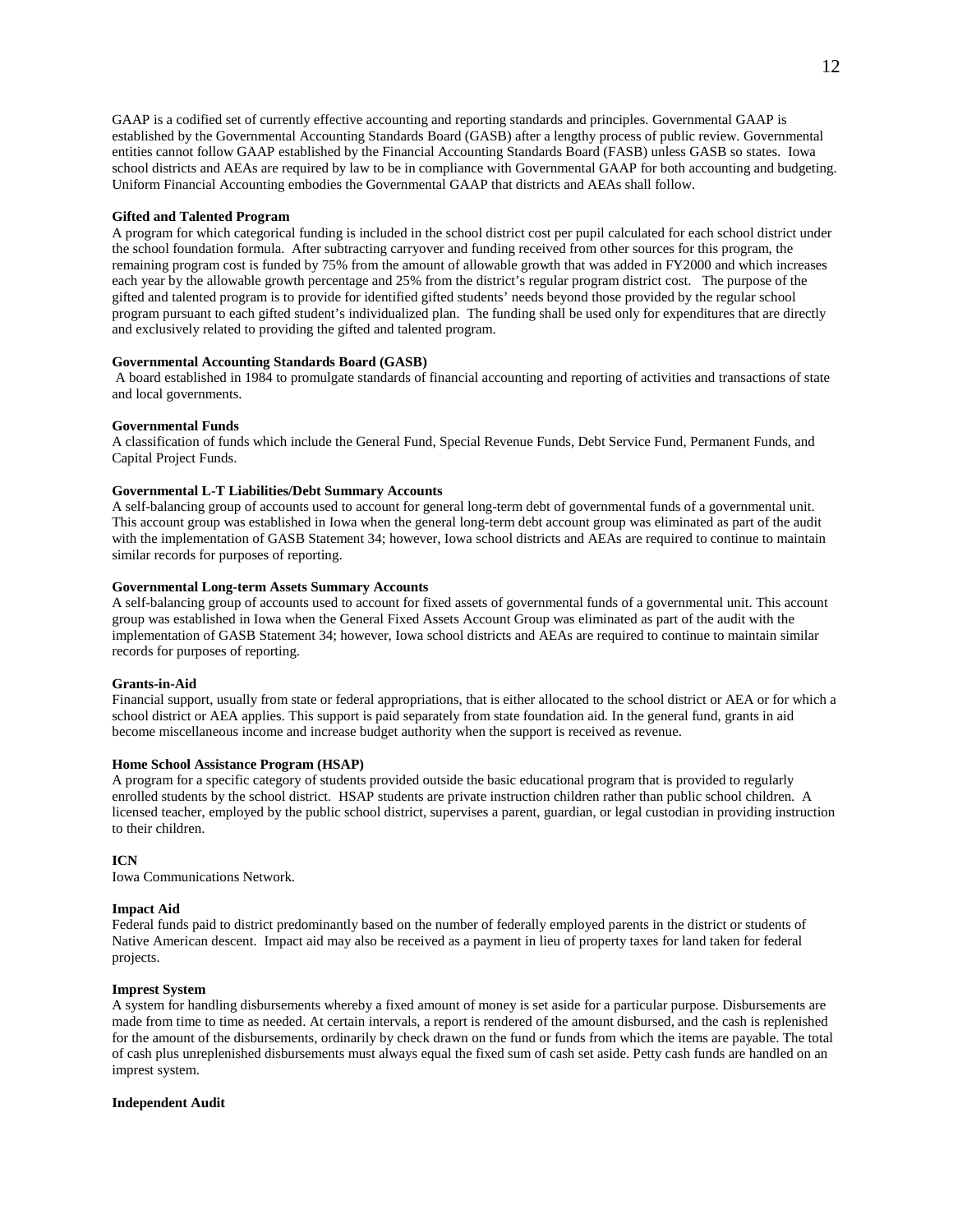GAAP is a codified set of currently effective accounting and reporting standards and principles. Governmental GAAP is established by the Governmental Accounting Standards Board (GASB) after a lengthy process of public review. Governmental entities cannot follow GAAP established by the Financial Accounting Standards Board (FASB) unless GASB so states. Iowa school districts and AEAs are required by law to be in compliance with Governmental GAAP for both accounting and budgeting. Uniform Financial Accounting embodies the Governmental GAAP that districts and AEAs shall follow.

**Gifted and Talented Program**
A program for which categorical funding is included in the school district cost per pupil calculated for each school district under the school foundation formula. After subtracting carryover and funding received from other sources for this program, the remaining program cost is funded by 75% from the amount of allowable growth that was added in FY2000 and which increases each year by the allowable growth percentage and 25% from the district's regular program district cost. The purpose of the gifted and talented program is to provide for identified gifted students' needs beyond those provided by the regular school program pursuant to each gifted student's individualized plan. The funding shall be used only for expenditures that are directly and exclusively related to providing the gifted and talented program.

**Governmental Accounting Standards Board (GASB)**
A board established in 1984 to promulgate standards of financial accounting and reporting of activities and transactions of state and local governments.

**Governmental Funds**
A classification of funds which include the General Fund, Special Revenue Funds, Debt Service Fund, Permanent Funds, and Capital Project Funds.

**Governmental L-T Liabilities/Debt Summary Accounts**
A self-balancing group of accounts used to account for general long-term debt of governmental funds of a governmental unit. This account group was established in Iowa when the general long-term debt account group was eliminated as part of the audit with the implementation of GASB Statement 34; however, Iowa school districts and AEAs are required to continue to maintain similar records for purposes of reporting.

**Governmental Long-term Assets Summary Accounts**
A self-balancing group of accounts used to account for fixed assets of governmental funds of a governmental unit. This account group was established in Iowa when the General Fixed Assets Account Group was eliminated as part of the audit with the implementation of GASB Statement 34; however, Iowa school districts and AEAs are required to continue to maintain similar records for purposes of reporting.

**Grants-in-Aid**
Financial support, usually from state or federal appropriations, that is either allocated to the school district or AEA or for which a school district or AEA applies. This support is paid separately from state foundation aid. In the general fund, grants in aid become miscellaneous income and increase budget authority when the support is received as revenue.

**Home School Assistance Program (HSAP)**
A program for a specific category of students provided outside the basic educational program that is provided to regularly enrolled students by the school district. HSAP students are private instruction children rather than public school children. A licensed teacher, employed by the public school district, supervises a parent, guardian, or legal custodian in providing instruction to their children.

**ICN**
Iowa Communications Network.

**Impact Aid**
Federal funds paid to district predominantly based on the number of federally employed parents in the district or students of Native American descent. Impact aid may also be received as a payment in lieu of property taxes for land taken for federal projects.

**Imprest System**
A system for handling disbursements whereby a fixed amount of money is set aside for a particular purpose. Disbursements are made from time to time as needed. At certain intervals, a report is rendered of the amount disbursed, and the cash is replenished for the amount of the disbursements, ordinarily by check drawn on the fund or funds from which the items are payable. The total of cash plus unreplenished disbursements must always equal the fixed sum of cash set aside. Petty cash funds are handled on an imprest system.

**Independent Audit**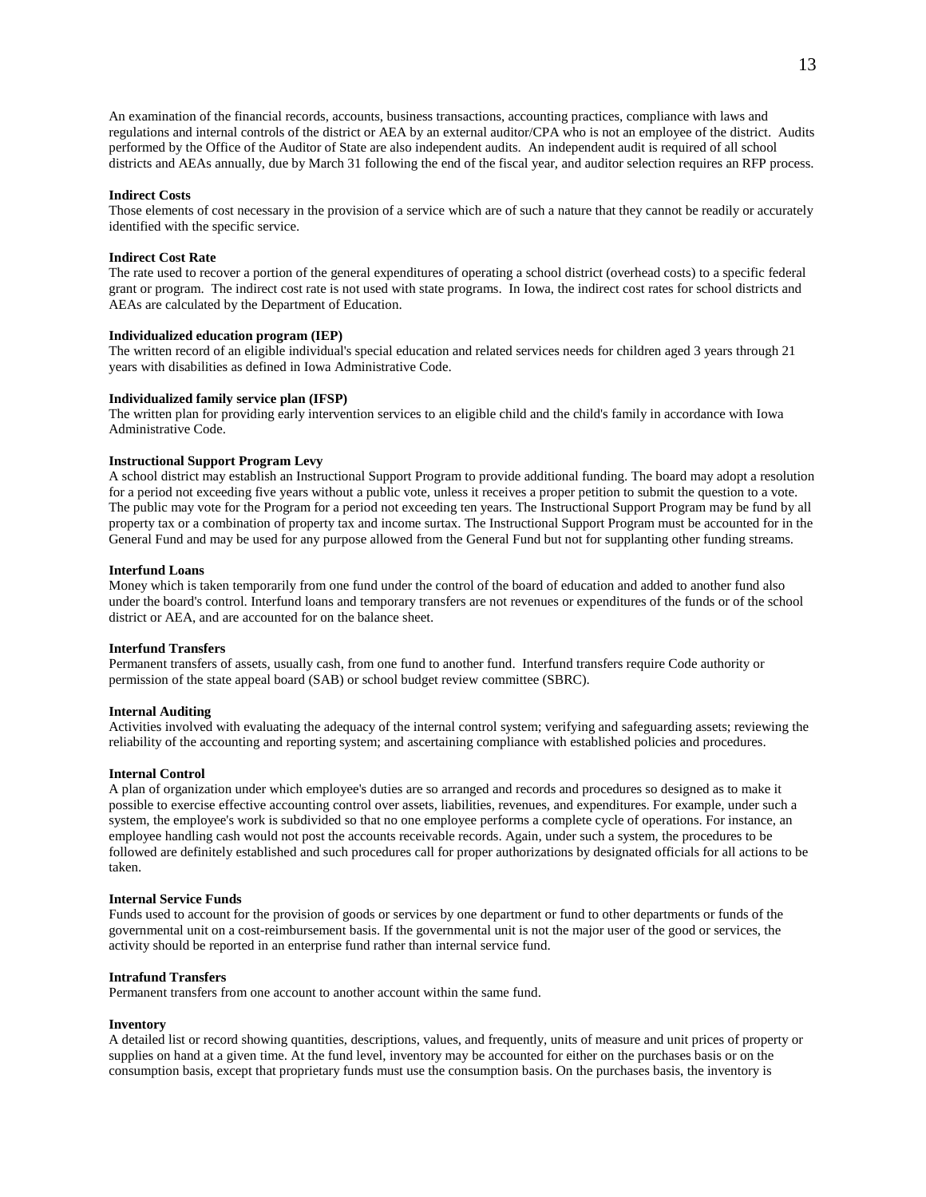An examination of the financial records, accounts, business transactions, accounting practices, compliance with laws and regulations and internal controls of the district or AEA by an external auditor/CPA who is not an employee of the district. Audits performed by the Office of the Auditor of State are also independent audits. An independent audit is required of all school districts and AEAs annually, due by March 31 following the end of the fiscal year, and auditor selection requires an RFP process.

**Indirect Costs**
Those elements of cost necessary in the provision of a service which are of such a nature that they cannot be readily or accurately identified with the specific service.

**Indirect Cost Rate**
The rate used to recover a portion of the general expenditures of operating a school district (overhead costs) to a specific federal grant or program. The indirect cost rate is not used with state programs. In Iowa, the indirect cost rates for school districts and AEAs are calculated by the Department of Education.

**Individualized education program (IEP)**
The written record of an eligible individual's special education and related services needs for children aged 3 years through 21 years with disabilities as defined in Iowa Administrative Code.

**Individualized family service plan (IFSP)**
The written plan for providing early intervention services to an eligible child and the child's family in accordance with Iowa Administrative Code.

**Instructional Support Program Levy**
A school district may establish an Instructional Support Program to provide additional funding. The board may adopt a resolution for a period not exceeding five years without a public vote, unless it receives a proper petition to submit the question to a vote. The public may vote for the Program for a period not exceeding ten years. The Instructional Support Program may be fund by all property tax or a combination of property tax and income surtax. The Instructional Support Program must be accounted for in the General Fund and may be used for any purpose allowed from the General Fund but not for supplanting other funding streams.

**Interfund Loans**
Money which is taken temporarily from one fund under the control of the board of education and added to another fund also under the board's control. Interfund loans and temporary transfers are not revenues or expenditures of the funds or of the school district or AEA, and are accounted for on the balance sheet.

**Interfund Transfers**
Permanent transfers of assets, usually cash, from one fund to another fund. Interfund transfers require Code authority or permission of the state appeal board (SAB) or school budget review committee (SBRC).

**Internal Auditing**
Activities involved with evaluating the adequacy of the internal control system; verifying and safeguarding assets; reviewing the reliability of the accounting and reporting system; and ascertaining compliance with established policies and procedures.

**Internal Control**
A plan of organization under which employee's duties are so arranged and records and procedures so designed as to make it possible to exercise effective accounting control over assets, liabilities, revenues, and expenditures. For example, under such a system, the employee's work is subdivided so that no one employee performs a complete cycle of operations. For instance, an employee handling cash would not post the accounts receivable records. Again, under such a system, the procedures to be followed are definitely established and such procedures call for proper authorizations by designated officials for all actions to be taken.

**Internal Service Funds**
Funds used to account for the provision of goods or services by one department or fund to other departments or funds of the governmental unit on a cost-reimbursement basis. If the governmental unit is not the major user of the good or services, the activity should be reported in an enterprise fund rather than internal service fund.

**Intrafund Transfers**
Permanent transfers from one account to another account within the same fund.

**Inventory**
A detailed list or record showing quantities, descriptions, values, and frequently, units of measure and unit prices of property or supplies on hand at a given time. At the fund level, inventory may be accounted for either on the purchases basis or on the consumption basis, except that proprietary funds must use the consumption basis. On the purchases basis, the inventory is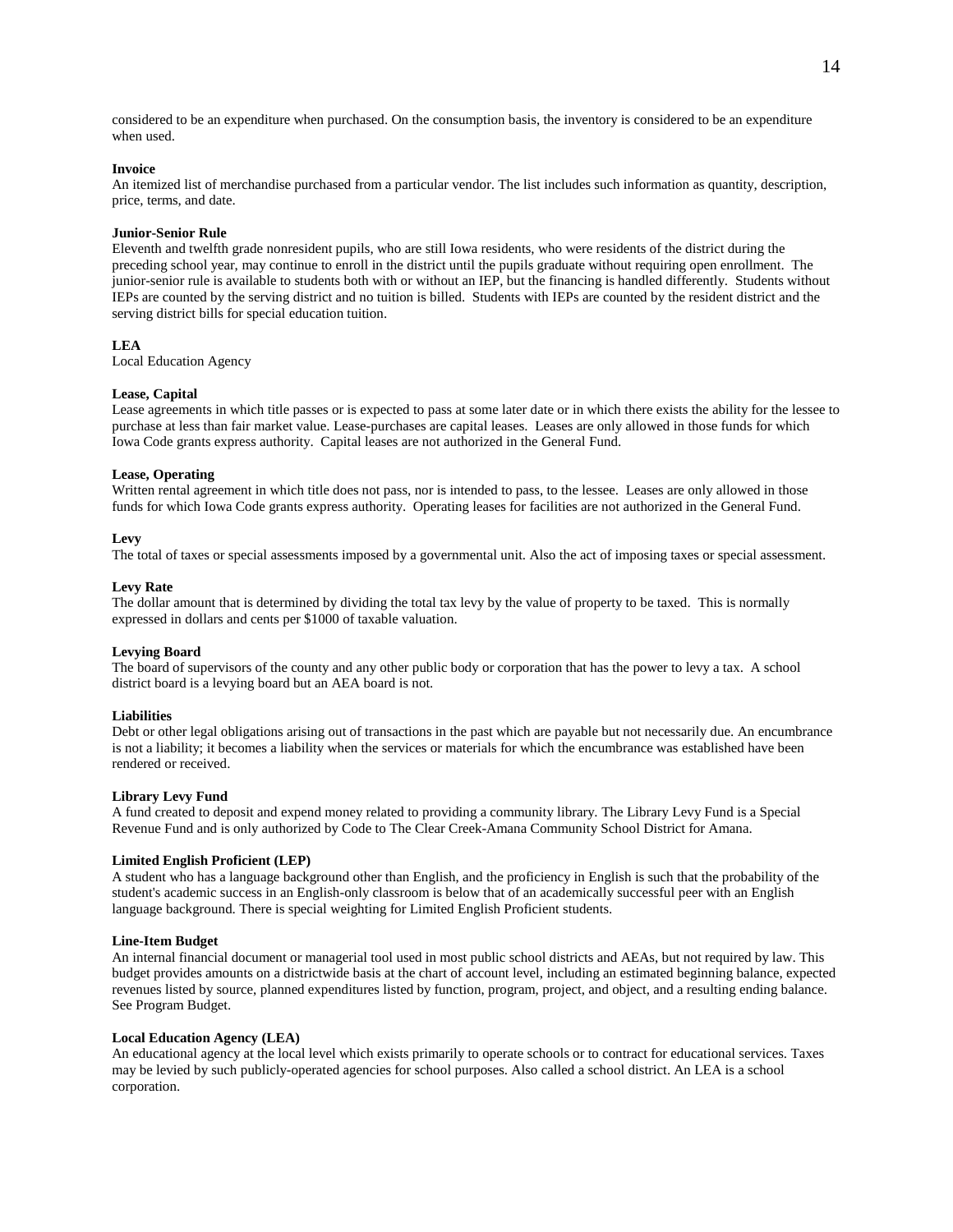considered to be an expenditure when purchased. On the consumption basis, the inventory is considered to be an expenditure when used.

**Invoice**
An itemized list of merchandise purchased from a particular vendor. The list includes such information as quantity, description, price, terms, and date.

**Junior-Senior Rule**
Eleventh and twelfth grade nonresident pupils, who are still Iowa residents, who were residents of the district during the preceding school year, may continue to enroll in the district until the pupils graduate without requiring open enrollment. The junior-senior rule is available to students both with or without an IEP, but the financing is handled differently. Students without IEPs are counted by the serving district and no tuition is billed. Students with IEPs are counted by the resident district and the serving district bills for special education tuition.

**LEA**
Local Education Agency

**Lease, Capital**
Lease agreements in which title passes or is expected to pass at some later date or in which there exists the ability for the lessee to purchase at less than fair market value. Lease-purchases are capital leases. Leases are only allowed in those funds for which Iowa Code grants express authority. Capital leases are not authorized in the General Fund.

**Lease, Operating**
Written rental agreement in which title does not pass, nor is intended to pass, to the lessee. Leases are only allowed in those funds for which Iowa Code grants express authority. Operating leases for facilities are not authorized in the General Fund.

**Levy**
The total of taxes or special assessments imposed by a governmental unit. Also the act of imposing taxes or special assessment.

**Levy Rate**
The dollar amount that is determined by dividing the total tax levy by the value of property to be taxed. This is normally expressed in dollars and cents per $1000 of taxable valuation.

**Levying Board**
The board of supervisors of the county and any other public body or corporation that has the power to levy a tax. A school district board is a levying board but an AEA board is not.

**Liabilities**
Debt or other legal obligations arising out of transactions in the past which are payable but not necessarily due. An encumbrance is not a liability; it becomes a liability when the services or materials for which the encumbrance was established have been rendered or received.

**Library Levy Fund**
A fund created to deposit and expend money related to providing a community library. The Library Levy Fund is a Special Revenue Fund and is only authorized by Code to The Clear Creek-Amana Community School District for Amana.

**Limited English Proficient (LEP)**
A student who has a language background other than English, and the proficiency in English is such that the probability of the student's academic success in an English-only classroom is below that of an academically successful peer with an English language background. There is special weighting for Limited English Proficient students.

**Line-Item Budget**
An internal financial document or managerial tool used in most public school districts and AEAs, but not required by law. This budget provides amounts on a districtwide basis at the chart of account level, including an estimated beginning balance, expected revenues listed by source, planned expenditures listed by function, program, project, and object, and a resulting ending balance. See Program Budget.

**Local Education Agency (LEA)**
An educational agency at the local level which exists primarily to operate schools or to contract for educational services. Taxes may be levied by such publicly-operated agencies for school purposes. Also called a school district. An LEA is a school corporation.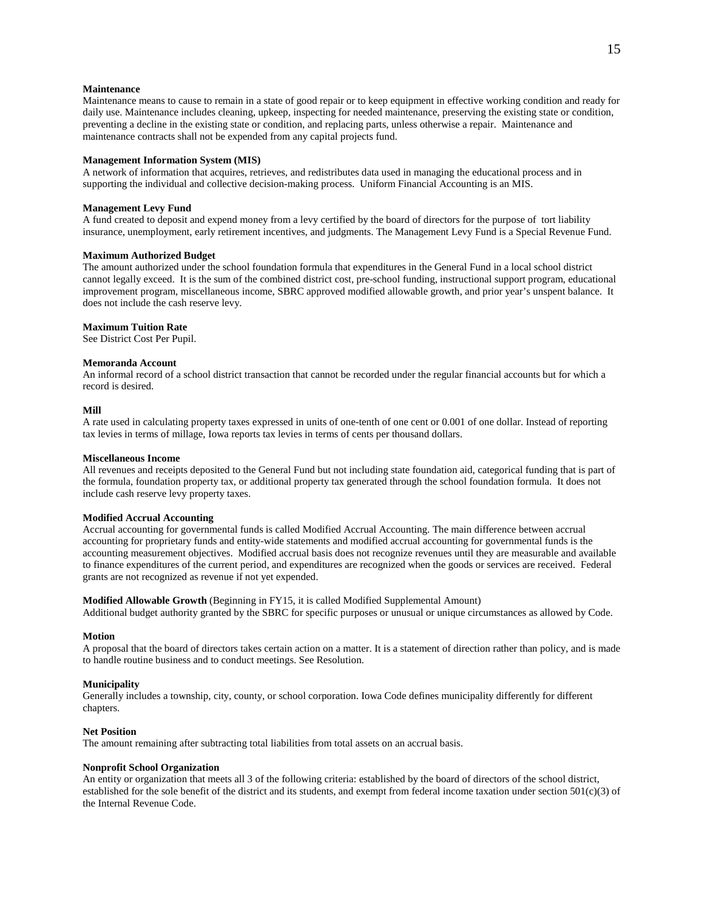**Maintenance**
Maintenance means to cause to remain in a state of good repair or to keep equipment in effective working condition and ready for daily use. Maintenance includes cleaning, upkeep, inspecting for needed maintenance, preserving the existing state or condition, preventing a decline in the existing state or condition, and replacing parts, unless otherwise a repair. Maintenance and maintenance contracts shall not be expended from any capital projects fund.

**Management Information System (MIS)**
A network of information that acquires, retrieves, and redistributes data used in managing the educational process and in supporting the individual and collective decision-making process. Uniform Financial Accounting is an MIS.

**Management Levy Fund**
A fund created to deposit and expend money from a levy certified by the board of directors for the purpose of tort liability insurance, unemployment, early retirement incentives, and judgments. The Management Levy Fund is a Special Revenue Fund.

**Maximum Authorized Budget**
The amount authorized under the school foundation formula that expenditures in the General Fund in a local school district cannot legally exceed. It is the sum of the combined district cost, pre-school funding, instructional support program, educational improvement program, miscellaneous income, SBRC approved modified allowable growth, and prior year's unspent balance. It does not include the cash reserve levy.

**Maximum Tuition Rate**
See District Cost Per Pupil.

**Memoranda Account**
An informal record of a school district transaction that cannot be recorded under the regular financial accounts but for which a record is desired.

**Mill**
A rate used in calculating property taxes expressed in units of one-tenth of one cent or 0.001 of one dollar. Instead of reporting tax levies in terms of millage, Iowa reports tax levies in terms of cents per thousand dollars.

**Miscellaneous Income**
All revenues and receipts deposited to the General Fund but not including state foundation aid, categorical funding that is part of the formula, foundation property tax, or additional property tax generated through the school foundation formula. It does not include cash reserve levy property taxes.

**Modified Accrual Accounting**
Accrual accounting for governmental funds is called Modified Accrual Accounting. The main difference between accrual accounting for proprietary funds and entity-wide statements and modified accrual accounting for governmental funds is the accounting measurement objectives. Modified accrual basis does not recognize revenues until they are measurable and available to finance expenditures of the current period, and expenditures are recognized when the goods or services are received. Federal grants are not recognized as revenue if not yet expended.

**Modified Allowable Growth** (Beginning in FY15, it is called Modified Supplemental Amount)
Additional budget authority granted by the SBRC for specific purposes or unusual or unique circumstances as allowed by Code.

**Motion**
A proposal that the board of directors takes certain action on a matter. It is a statement of direction rather than policy, and is made to handle routine business and to conduct meetings. See Resolution.

**Municipality**
Generally includes a township, city, county, or school corporation. Iowa Code defines municipality differently for different chapters.

**Net Position**
The amount remaining after subtracting total liabilities from total assets on an accrual basis.

**Nonprofit School Organization**
An entity or organization that meets all 3 of the following criteria: established by the board of directors of the school district, established for the sole benefit of the district and its students, and exempt from federal income taxation under section 501(c)(3) of the Internal Revenue Code.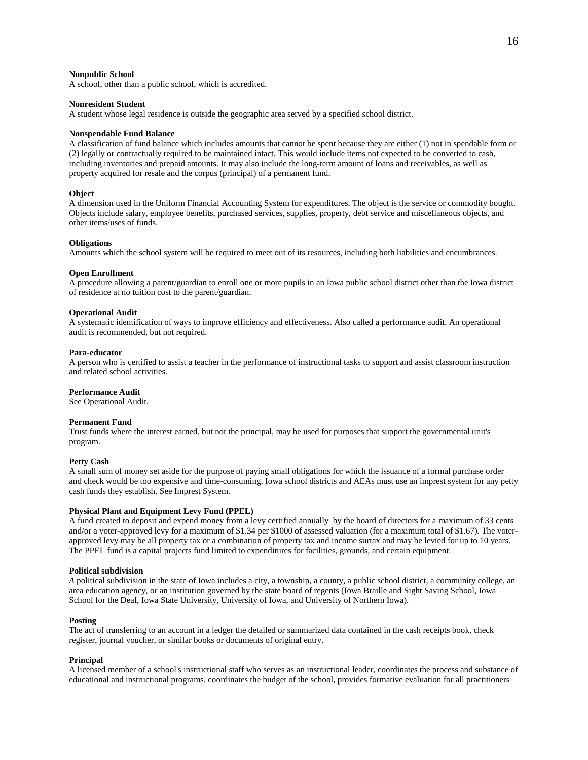**Nonpublic School**
A school, other than a public school, which is accredited.

**Nonresident Student**
A student whose legal residence is outside the geographic area served by a specified school district.

**Nonspendable Fund Balance**
A classification of fund balance which includes amounts that cannot be spent because they are either (1) not in spendable form or (2) legally or contractually required to be maintained intact. This would include items not expected to be converted to cash, including inventories and prepaid amounts. It may also include the long-term amount of loans and receivables, as well as property acquired for resale and the corpus (principal) of a permanent fund.

**Object**
A dimension used in the Uniform Financial Accounting System for expenditures. The object is the service or commodity bought. Objects include salary, employee benefits, purchased services, supplies, property, debt service and miscellaneous objects, and other items/uses of funds.

**Obligations**
Amounts which the school system will be required to meet out of its resources, including both liabilities and encumbrances.

**Open Enrollment**
A procedure allowing a parent/guardian to enroll one or more pupils in an Iowa public school district other than the Iowa district of residence at no tuition cost to the parent/guardian.

**Operational Audit**
A systematic identification of ways to improve efficiency and effectiveness. Also called a performance audit. An operational audit is recommended, but not required.

**Para-educator**
A person who is certified to assist a teacher in the performance of instructional tasks to support and assist classroom instruction and related school activities.

**Performance Audit**
See Operational Audit.

**Permanent Fund**
Trust funds where the interest earned, but not the principal, may be used for purposes that support the governmental unit's program.

**Petty Cash**
A small sum of money set aside for the purpose of paying small obligations for which the issuance of a formal purchase order and check would be too expensive and time-consuming. Iowa school districts and AEAs must use an imprest system for any petty cash funds they establish. See Imprest System.

**Physical Plant and Equipment Levy Fund (PPEL)**
A fund created to deposit and expend money from a levy certified annually by the board of directors for a maximum of 33 cents and/or a voter-approved levy for a maximum of $1.34 per $1000 of assessed valuation (for a maximum total of $1.67). The voter-approved levy may be all property tax or a combination of property tax and income surtax and may be levied for up to 10 years. The PPEL fund is a capital projects fund limited to expenditures for facilities, grounds, and certain equipment.

**Political subdivision**
*A* political subdivision in the state of Iowa includes a city, a township, a county, a public school district, a community college, an area education agency, or an institution governed by the state board of regents (Iowa Braille and Sight Saving School, Iowa School for the Deaf, Iowa State University, University of Iowa, and University of Northern Iowa).

**Posting**
The act of transferring to an account in a ledger the detailed or summarized data contained in the cash receipts book, check register, journal voucher, or similar books or documents of original entry.

**Principal**
A licensed member of a school's instructional staff who serves as an instructional leader, coordinates the process and substance of educational and instructional programs, coordinates the budget of the school, provides formative evaluation for all practitioners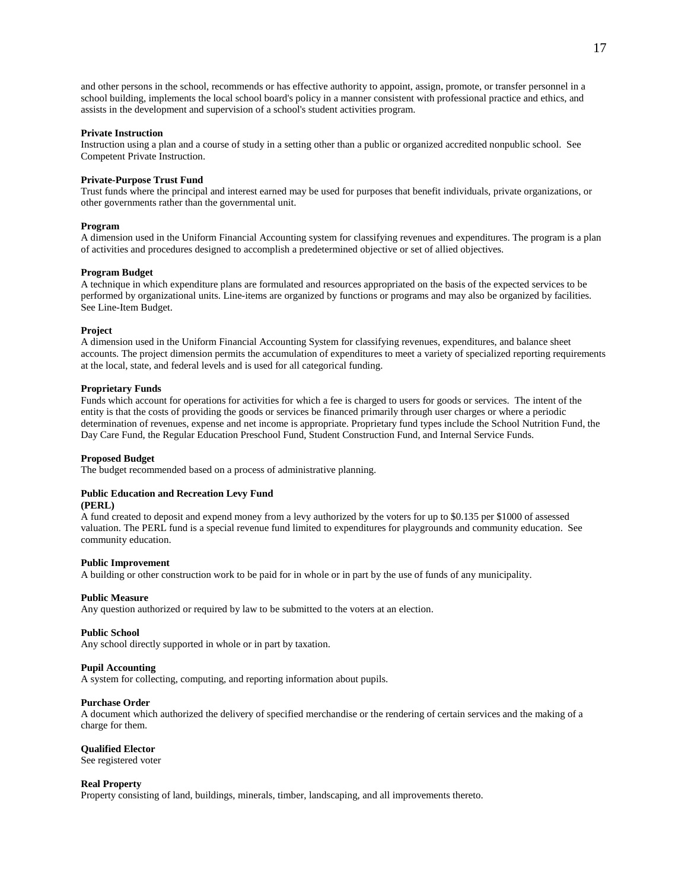and other persons in the school, recommends or has effective authority to appoint, assign, promote, or transfer personnel in a school building, implements the local school board's policy in a manner consistent with professional practice and ethics, and assists in the development and supervision of a school's student activities program.

**Private Instruction**
Instruction using a plan and a course of study in a setting other than a public or organized accredited nonpublic school. See Competent Private Instruction.

**Private-Purpose Trust Fund**
Trust funds where the principal and interest earned may be used for purposes that benefit individuals, private organizations, or other governments rather than the governmental unit.

**Program**
A dimension used in the Uniform Financial Accounting system for classifying revenues and expenditures. The program is a plan of activities and procedures designed to accomplish a predetermined objective or set of allied objectives.

**Program Budget**
A technique in which expenditure plans are formulated and resources appropriated on the basis of the expected services to be performed by organizational units. Line-items are organized by functions or programs and may also be organized by facilities. See Line-Item Budget.

**Project**
A dimension used in the Uniform Financial Accounting System for classifying revenues, expenditures, and balance sheet accounts. The project dimension permits the accumulation of expenditures to meet a variety of specialized reporting requirements at the local, state, and federal levels and is used for all categorical funding.

**Proprietary Funds**
Funds which account for operations for activities for which a fee is charged to users for goods or services. The intent of the entity is that the costs of providing the goods or services be financed primarily through user charges or where a periodic determination of revenues, expense and net income is appropriate. Proprietary fund types include the School Nutrition Fund, the Day Care Fund, the Regular Education Preschool Fund, Student Construction Fund, and Internal Service Funds.

**Proposed Budget**
The budget recommended based on a process of administrative planning.

**Public Education and Recreation Levy Fund (PERL)**
A fund created to deposit and expend money from a levy authorized by the voters for up to $0.135 per $1000 of assessed valuation. The PERL fund is a special revenue fund limited to expenditures for playgrounds and community education. See community education.

**Public Improvement**
A building or other construction work to be paid for in whole or in part by the use of funds of any municipality.

**Public Measure**
Any question authorized or required by law to be submitted to the voters at an election.

**Public School**
Any school directly supported in whole or in part by taxation.

**Pupil Accounting**
A system for collecting, computing, and reporting information about pupils.

**Purchase Order**
A document which authorized the delivery of specified merchandise or the rendering of certain services and the making of a charge for them.

**Qualified Elector**
See registered voter

**Real Property**
Property consisting of land, buildings, minerals, timber, landscaping, and all improvements thereto.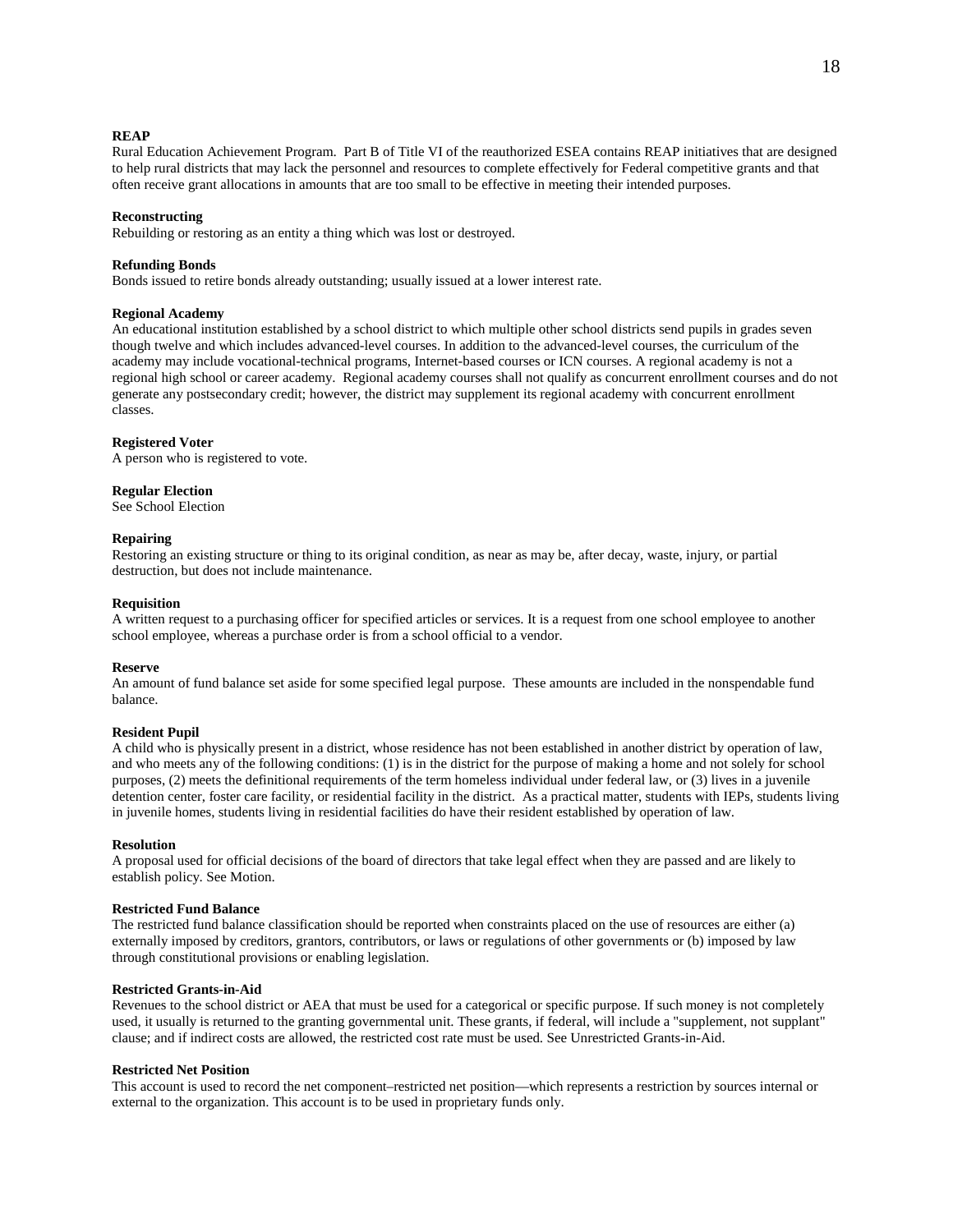**REAP**
Rural Education Achievement Program. Part B of Title VI of the reauthorized ESEA contains REAP initiatives that are designed to help rural districts that may lack the personnel and resources to complete effectively for Federal competitive grants and that often receive grant allocations in amounts that are too small to be effective in meeting their intended purposes.

**Reconstructing**
Rebuilding or restoring as an entity a thing which was lost or destroyed.

**Refunding Bonds**
Bonds issued to retire bonds already outstanding; usually issued at a lower interest rate.

**Regional Academy**
An educational institution established by a school district to which multiple other school districts send pupils in grades seven though twelve and which includes advanced-level courses. In addition to the advanced-level courses, the curriculum of the academy may include vocational-technical programs, Internet-based courses or ICN courses. A regional academy is not a regional high school or career academy. Regional academy courses shall not qualify as concurrent enrollment courses and do not generate any postsecondary credit; however, the district may supplement its regional academy with concurrent enrollment classes.

**Registered Voter**
A person who is registered to vote.

**Regular Election**
See School Election

**Repairing**
Restoring an existing structure or thing to its original condition, as near as may be, after decay, waste, injury, or partial destruction, but does not include maintenance.

**Requisition**
A written request to a purchasing officer for specified articles or services. It is a request from one school employee to another school employee, whereas a purchase order is from a school official to a vendor.

**Reserve**
An amount of fund balance set aside for some specified legal purpose. These amounts are included in the nonspendable fund balance.

**Resident Pupil**
A child who is physically present in a district, whose residence has not been established in another district by operation of law, and who meets any of the following conditions: (1) is in the district for the purpose of making a home and not solely for school purposes, (2) meets the definitional requirements of the term homeless individual under federal law, or (3) lives in a juvenile detention center, foster care facility, or residential facility in the district. As a practical matter, students with IEPs, students living in juvenile homes, students living in residential facilities do have their resident established by operation of law.

**Resolution**
A proposal used for official decisions of the board of directors that take legal effect when they are passed and are likely to establish policy. See Motion.

**Restricted Fund Balance**
The restricted fund balance classification should be reported when constraints placed on the use of resources are either (a) externally imposed by creditors, grantors, contributors, or laws or regulations of other governments or (b) imposed by law through constitutional provisions or enabling legislation.

**Restricted Grants-in-Aid**
Revenues to the school district or AEA that must be used for a categorical or specific purpose. If such money is not completely used, it usually is returned to the granting governmental unit. These grants, if federal, will include a "supplement, not supplant" clause; and if indirect costs are allowed, the restricted cost rate must be used. See Unrestricted Grants-in-Aid.

**Restricted Net Position**
This account is used to record the net component–restricted net position—which represents a restriction by sources internal or external to the organization. This account is to be used in proprietary funds only.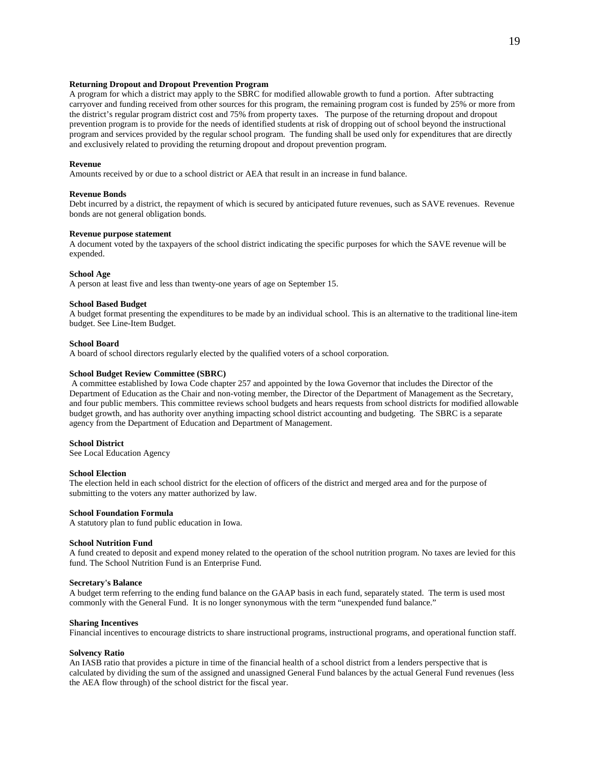**Returning Dropout and Dropout Prevention Program**
A program for which a district may apply to the SBRC for modified allowable growth to fund a portion. After subtracting carryover and funding received from other sources for this program, the remaining program cost is funded by 25% or more from the district's regular program district cost and 75% from property taxes. The purpose of the returning dropout and dropout prevention program is to provide for the needs of identified students at risk of dropping out of school beyond the instructional program and services provided by the regular school program. The funding shall be used only for expenditures that are directly and exclusively related to providing the returning dropout and dropout prevention program.

**Revenue**
Amounts received by or due to a school district or AEA that result in an increase in fund balance.

**Revenue Bonds**
Debt incurred by a district, the repayment of which is secured by anticipated future revenues, such as SAVE revenues. Revenue bonds are not general obligation bonds.

**Revenue purpose statement**
A document voted by the taxpayers of the school district indicating the specific purposes for which the SAVE revenue will be expended.

**School Age**
A person at least five and less than twenty-one years of age on September 15.

**School Based Budget**
A budget format presenting the expenditures to be made by an individual school. This is an alternative to the traditional line-item budget. See Line-Item Budget.

**School Board**
A board of school directors regularly elected by the qualified voters of a school corporation.

**School Budget Review Committee (SBRC)**
A committee established by Iowa Code chapter 257 and appointed by the Iowa Governor that includes the Director of the Department of Education as the Chair and non-voting member, the Director of the Department of Management as the Secretary, and four public members. This committee reviews school budgets and hears requests from school districts for modified allowable budget growth, and has authority over anything impacting school district accounting and budgeting. The SBRC is a separate agency from the Department of Education and Department of Management.

**School District**
See Local Education Agency

**School Election**
The election held in each school district for the election of officers of the district and merged area and for the purpose of submitting to the voters any matter authorized by law.

**School Foundation Formula**
A statutory plan to fund public education in Iowa.

**School Nutrition Fund**
A fund created to deposit and expend money related to the operation of the school nutrition program. No taxes are levied for this fund. The School Nutrition Fund is an Enterprise Fund.

**Secretary's Balance**
A budget term referring to the ending fund balance on the GAAP basis in each fund, separately stated. The term is used most commonly with the General Fund. It is no longer synonymous with the term "unexpended fund balance."

**Sharing Incentives**
Financial incentives to encourage districts to share instructional programs, instructional programs, and operational function staff.

**Solvency Ratio**
An IASB ratio that provides a picture in time of the financial health of a school district from a lenders perspective that is calculated by dividing the sum of the assigned and unassigned General Fund balances by the actual General Fund revenues (less the AEA flow through) of the school district for the fiscal year.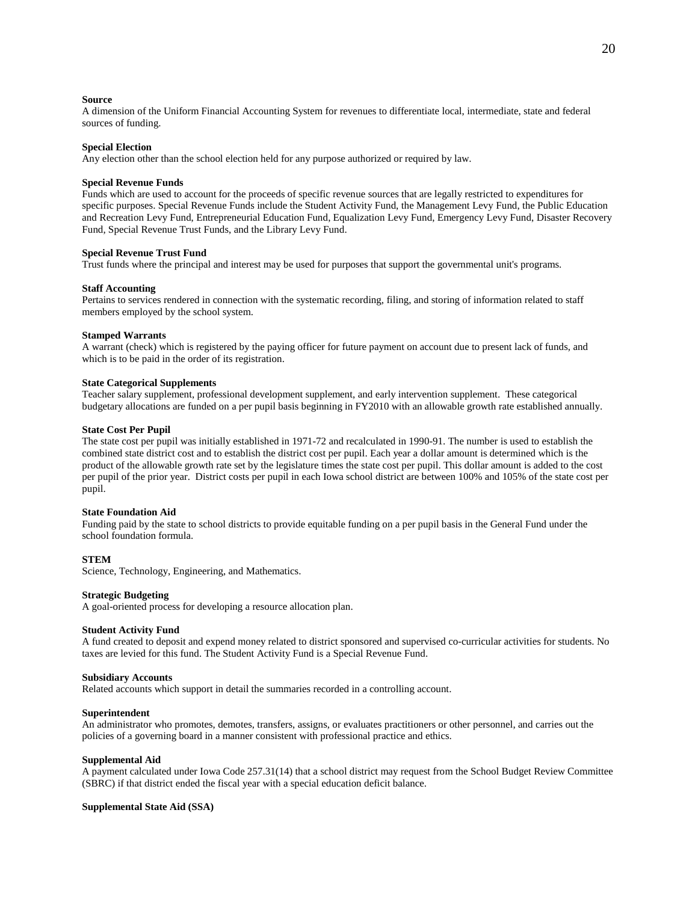**Source**
A dimension of the Uniform Financial Accounting System for revenues to differentiate local, intermediate, state and federal sources of funding.

**Special Election**
Any election other than the school election held for any purpose authorized or required by law.

**Special Revenue Funds**
Funds which are used to account for the proceeds of specific revenue sources that are legally restricted to expenditures for specific purposes. Special Revenue Funds include the Student Activity Fund, the Management Levy Fund, the Public Education and Recreation Levy Fund, Entrepreneurial Education Fund, Equalization Levy Fund, Emergency Levy Fund, Disaster Recovery Fund, Special Revenue Trust Funds, and the Library Levy Fund.

**Special Revenue Trust Fund**
Trust funds where the principal and interest may be used for purposes that support the governmental unit's programs.

**Staff Accounting**
Pertains to services rendered in connection with the systematic recording, filing, and storing of information related to staff members employed by the school system.

**Stamped Warrants**
A warrant (check) which is registered by the paying officer for future payment on account due to present lack of funds, and which is to be paid in the order of its registration.

**State Categorical Supplements**
Teacher salary supplement, professional development supplement, and early intervention supplement. These categorical budgetary allocations are funded on a per pupil basis beginning in FY2010 with an allowable growth rate established annually.

**State Cost Per Pupil**
The state cost per pupil was initially established in 1971-72 and recalculated in 1990-91. The number is used to establish the combined state district cost and to establish the district cost per pupil. Each year a dollar amount is determined which is the product of the allowable growth rate set by the legislature times the state cost per pupil. This dollar amount is added to the cost per pupil of the prior year. District costs per pupil in each Iowa school district are between 100% and 105% of the state cost per pupil.

**State Foundation Aid**
Funding paid by the state to school districts to provide equitable funding on a per pupil basis in the General Fund under the school foundation formula.

**STEM**
Science, Technology, Engineering, and Mathematics.

**Strategic Budgeting**
A goal-oriented process for developing a resource allocation plan.

**Student Activity Fund**
A fund created to deposit and expend money related to district sponsored and supervised co-curricular activities for students. No taxes are levied for this fund. The Student Activity Fund is a Special Revenue Fund.

**Subsidiary Accounts**
Related accounts which support in detail the summaries recorded in a controlling account.

**Superintendent**
An administrator who promotes, demotes, transfers, assigns, or evaluates practitioners or other personnel, and carries out the policies of a governing board in a manner consistent with professional practice and ethics.

**Supplemental Aid**
A payment calculated under Iowa Code 257.31(14) that a school district may request from the School Budget Review Committee (SBRC) if that district ended the fiscal year with a special education deficit balance.

**Supplemental State Aid (SSA)**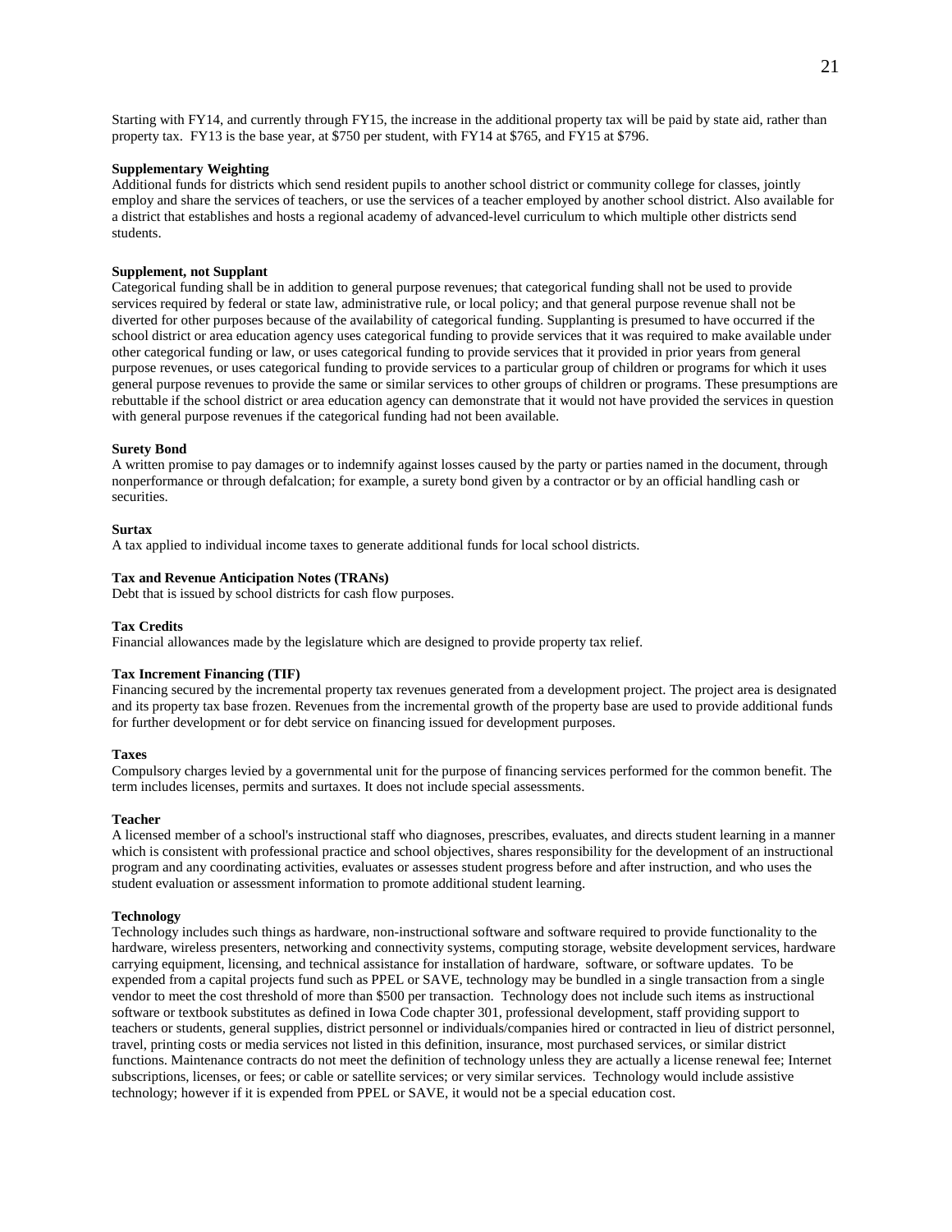Starting with FY14, and currently through FY15, the increase in the additional property tax will be paid by state aid, rather than property tax. FY13 is the base year, at $750 per student, with FY14 at $765, and FY15 at $796.

**Supplementary Weighting**
Additional funds for districts which send resident pupils to another school district or community college for classes, jointly employ and share the services of teachers, or use the services of a teacher employed by another school district. Also available for a district that establishes and hosts a regional academy of advanced-level curriculum to which multiple other districts send students.

**Supplement, not Supplant**
Categorical funding shall be in addition to general purpose revenues; that categorical funding shall not be used to provide services required by federal or state law, administrative rule, or local policy; and that general purpose revenue shall not be diverted for other purposes because of the availability of categorical funding. Supplanting is presumed to have occurred if the school district or area education agency uses categorical funding to provide services that it was required to make available under other categorical funding or law, or uses categorical funding to provide services that it provided in prior years from general purpose revenues, or uses categorical funding to provide services to a particular group of children or programs for which it uses general purpose revenues to provide the same or similar services to other groups of children or programs. These presumptions are rebuttable if the school district or area education agency can demonstrate that it would not have provided the services in question with general purpose revenues if the categorical funding had not been available.

**Surety Bond**
A written promise to pay damages or to indemnify against losses caused by the party or parties named in the document, through nonperformance or through defalcation; for example, a surety bond given by a contractor or by an official handling cash or securities.

**Surtax**
A tax applied to individual income taxes to generate additional funds for local school districts.

**Tax and Revenue Anticipation Notes (TRANs)**
Debt that is issued by school districts for cash flow purposes.

**Tax Credits**
Financial allowances made by the legislature which are designed to provide property tax relief.

**Tax Increment Financing (TIF)**
Financing secured by the incremental property tax revenues generated from a development project. The project area is designated and its property tax base frozen. Revenues from the incremental growth of the property base are used to provide additional funds for further development or for debt service on financing issued for development purposes.

**Taxes**
Compulsory charges levied by a governmental unit for the purpose of financing services performed for the common benefit. The term includes licenses, permits and surtaxes. It does not include special assessments.

**Teacher**
A licensed member of a school's instructional staff who diagnoses, prescribes, evaluates, and directs student learning in a manner which is consistent with professional practice and school objectives, shares responsibility for the development of an instructional program and any coordinating activities, evaluates or assesses student progress before and after instruction, and who uses the student evaluation or assessment information to promote additional student learning.

**Technology**
Technology includes such things as hardware, non-instructional software and software required to provide functionality to the hardware, wireless presenters, networking and connectivity systems, computing storage, website development services, hardware carrying equipment, licensing, and technical assistance for installation of hardware, software, or software updates. To be expended from a capital projects fund such as PPEL or SAVE, technology may be bundled in a single transaction from a single vendor to meet the cost threshold of more than $500 per transaction. Technology does not include such items as instructional software or textbook substitutes as defined in Iowa Code chapter 301, professional development, staff providing support to teachers or students, general supplies, district personnel or individuals/companies hired or contracted in lieu of district personnel, travel, printing costs or media services not listed in this definition, insurance, most purchased services, or similar district functions. Maintenance contracts do not meet the definition of technology unless they are actually a license renewal fee; Internet subscriptions, licenses, or fees; or cable or satellite services; or very similar services. Technology would include assistive technology; however if it is expended from PPEL or SAVE, it would not be a special education cost.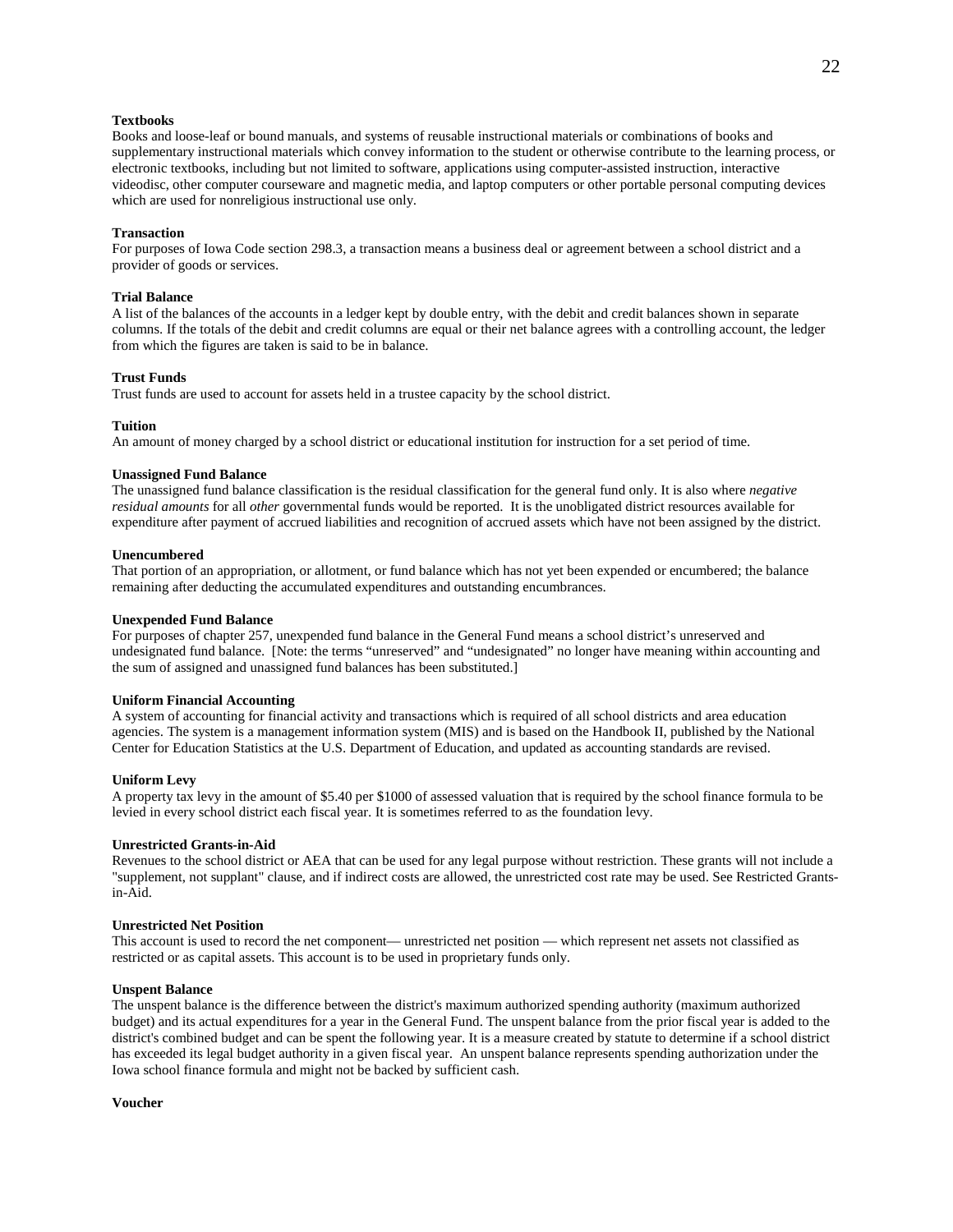**Textbooks**
Books and loose-leaf or bound manuals, and systems of reusable instructional materials or combinations of books and supplementary instructional materials which convey information to the student or otherwise contribute to the learning process, or electronic textbooks, including but not limited to software, applications using computer-assisted instruction, interactive videodisc, other computer courseware and magnetic media, and laptop computers or other portable personal computing devices which are used for nonreligious instructional use only.

**Transaction**
For purposes of Iowa Code section 298.3, a transaction means a business deal or agreement between a school district and a provider of goods or services.

**Trial Balance**
A list of the balances of the accounts in a ledger kept by double entry, with the debit and credit balances shown in separate columns. If the totals of the debit and credit columns are equal or their net balance agrees with a controlling account, the ledger from which the figures are taken is said to be in balance.

**Trust Funds**
Trust funds are used to account for assets held in a trustee capacity by the school district.

**Tuition**
An amount of money charged by a school district or educational institution for instruction for a set period of time.

**Unassigned Fund Balance**
The unassigned fund balance classification is the residual classification for the general fund only. It is also where *negative residual amounts* for all *other* governmental funds would be reported. It is the unobligated district resources available for expenditure after payment of accrued liabilities and recognition of accrued assets which have not been assigned by the district.

**Unencumbered**
That portion of an appropriation, or allotment, or fund balance which has not yet been expended or encumbered; the balance remaining after deducting the accumulated expenditures and outstanding encumbrances.

**Unexpended Fund Balance**
For purposes of chapter 257, unexpended fund balance in the General Fund means a school district's unreserved and undesignated fund balance. [Note: the terms "unreserved" and "undesignated" no longer have meaning within accounting and the sum of assigned and unassigned fund balances has been substituted.]

**Uniform Financial Accounting**
A system of accounting for financial activity and transactions which is required of all school districts and area education agencies. The system is a management information system (MIS) and is based on the Handbook II, published by the National Center for Education Statistics at the U.S. Department of Education, and updated as accounting standards are revised.

**Uniform Levy**
A property tax levy in the amount of $5.40 per $1000 of assessed valuation that is required by the school finance formula to be levied in every school district each fiscal year. It is sometimes referred to as the foundation levy.

**Unrestricted Grants-in-Aid**
Revenues to the school district or AEA that can be used for any legal purpose without restriction. These grants will not include a "supplement, not supplant" clause, and if indirect costs are allowed, the unrestricted cost rate may be used. See Restricted Grants-in-Aid.

**Unrestricted Net Position**
This account is used to record the net component— unrestricted net position — which represent net assets not classified as restricted or as capital assets. This account is to be used in proprietary funds only.

**Unspent Balance**
The unspent balance is the difference between the district's maximum authorized spending authority (maximum authorized budget) and its actual expenditures for a year in the General Fund. The unspent balance from the prior fiscal year is added to the district's combined budget and can be spent the following year. It is a measure created by statute to determine if a school district has exceeded its legal budget authority in a given fiscal year. An unspent balance represents spending authorization under the Iowa school finance formula and might not be backed by sufficient cash.

**Voucher**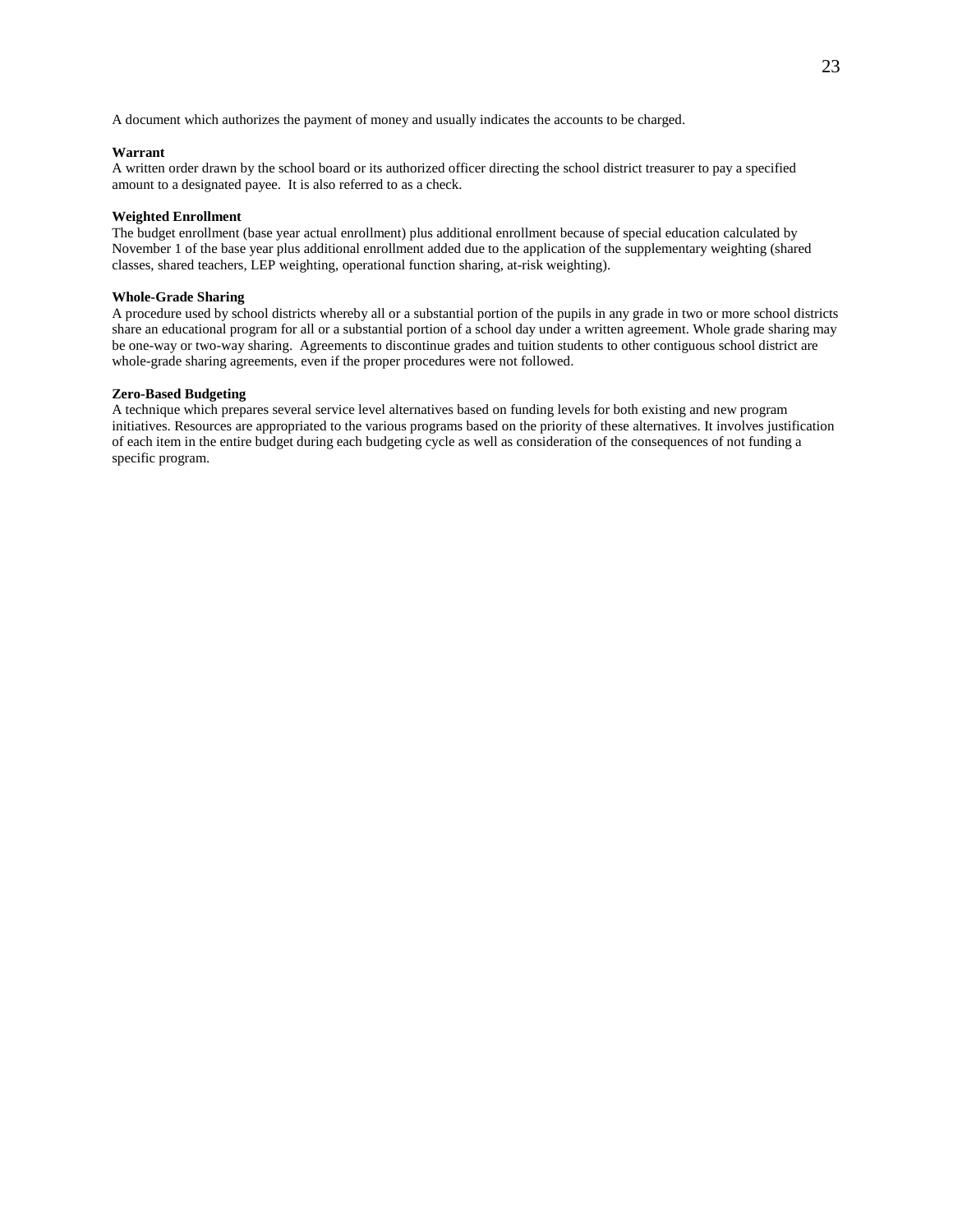A document which authorizes the payment of money and usually indicates the accounts to be charged.

**Warrant**
A written order drawn by the school board or its authorized officer directing the school district treasurer to pay a specified amount to a designated payee. It is also referred to as a check.

**Weighted Enrollment**
The budget enrollment (base year actual enrollment) plus additional enrollment because of special education calculated by November 1 of the base year plus additional enrollment added due to the application of the supplementary weighting (shared classes, shared teachers, LEP weighting, operational function sharing, at-risk weighting).

**Whole-Grade Sharing**
A procedure used by school districts whereby all or a substantial portion of the pupils in any grade in two or more school districts share an educational program for all or a substantial portion of a school day under a written agreement. Whole grade sharing may be one-way or two-way sharing. Agreements to discontinue grades and tuition students to other contiguous school district are whole-grade sharing agreements, even if the proper procedures were not followed.

**Zero-Based Budgeting**
A technique which prepares several service level alternatives based on funding levels for both existing and new program initiatives. Resources are appropriated to the various programs based on the priority of these alternatives. It involves justification of each item in the entire budget during each budgeting cycle as well as consideration of the consequences of not funding a specific program.